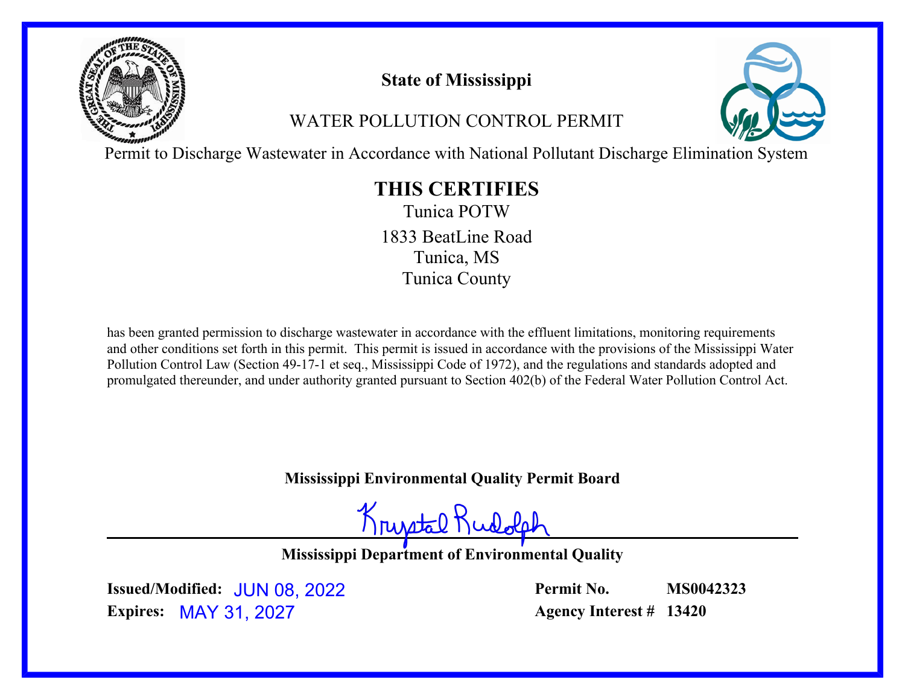# State of Mississippi

## WATER POLLUTION CONTROL PERMIT

Permit to Discharge Wastewater in Accordance with National Pollutant Discharge Elimination System

## THIS CERTIFIES

Tunica POTW

1833 BeatLine Road

Tunica, MS

Tunica County

has been granted permission to discharge wastewater in accordance with the effluent limitations, monitoring requirements and other conditions set forth in this permit. This permit is issued in accordance with the provisions of the Mississippi Water Pollution Control Law (Section 49-17-1 et seq., Mississippi Code of 1972), and the regulations and standards adopted and promulgated thereunder, and under authority granted pursuant to Section 402(b) of the Federal Water Pollution Control Act.

**Mississippi Environmental Quality Permit Board**

Krystal Rudolph

**Mississippi Department of Environmental Quality**

**Issued/Modified:** JUN 08, 2022

**Expires:** MAY 31, 2027

**Permit No.** MS0042323

**Agency Interest #** 13420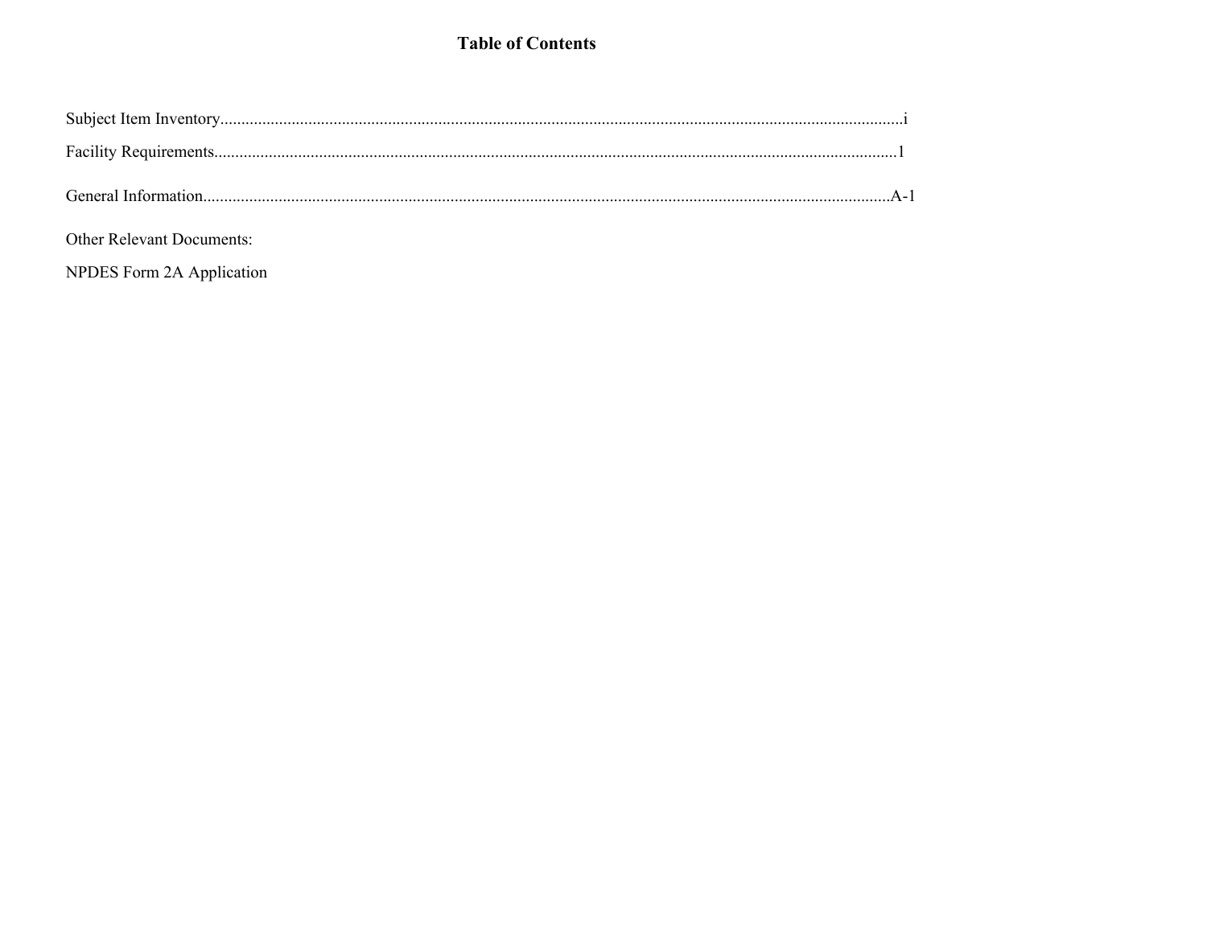# Table of Contents

Subject Item Inventory....................................................................................................................................................i

Facility Requirements....................................................................................................................................................1

General Information....................................................................................................................................................A-1

Other Relevant Documents:

NPDES Form 2A Application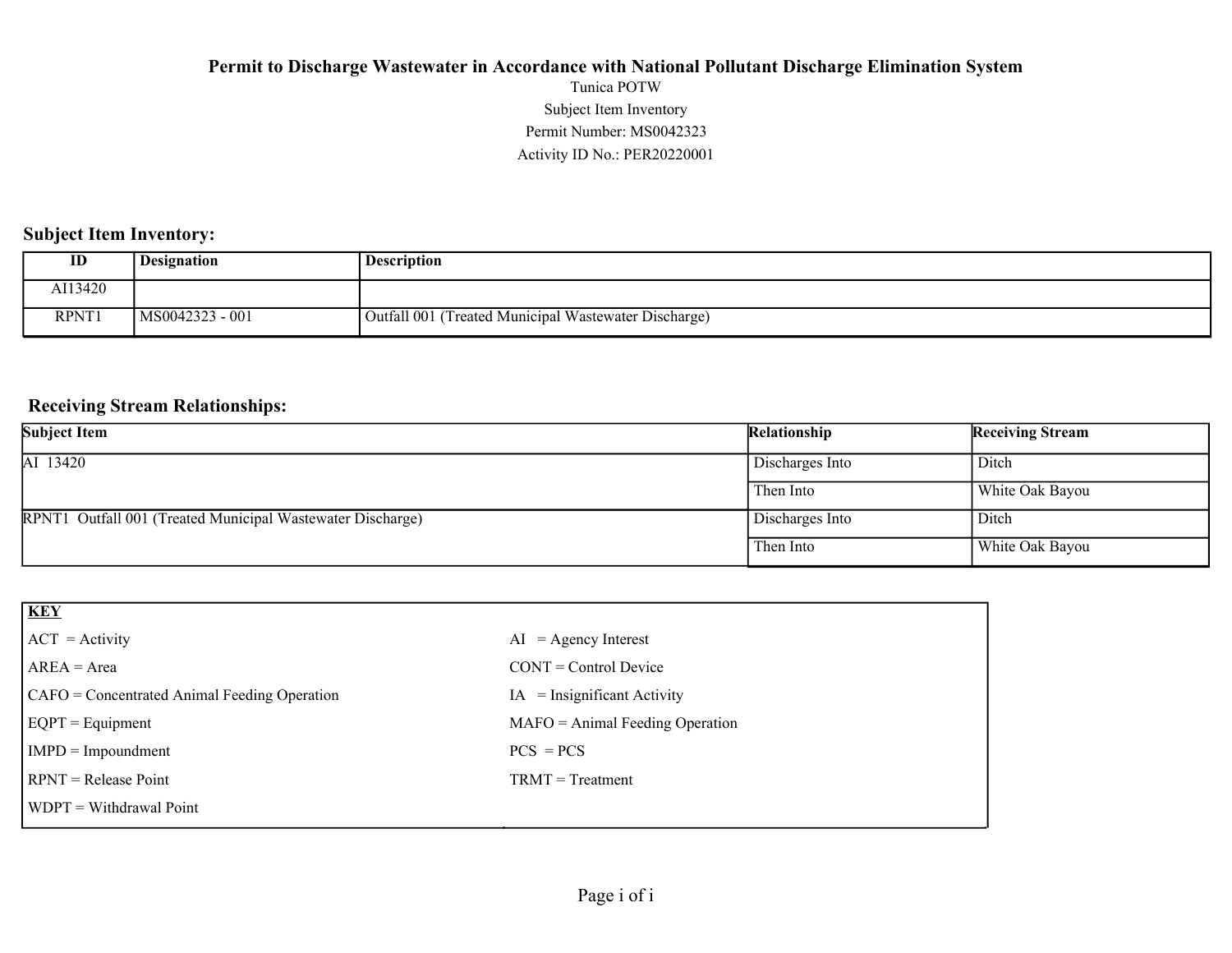**Permit to Discharge Wastewater in Accordance with National Pollutant Discharge Elimination System**

Tunica POTW

Subject Item Inventory

Permit Number: MS0042323

Activity ID No.: PER20220001

## Subject Item Inventory:

| ID | Designation | Description |
|---|---|---|
| AI13420 | | |
| RPNT1 | MS0042323 - 001 | Outfall 001 (Treated Municipal Wastewater Discharge) |

## Receiving Stream Relationships:

| Subject Item | Relationship | Receiving Stream |
|---|---|---|
| AI 13420 | Discharges Into | Ditch |
| | Then Into | White Oak Bayou |
| RPNT1 Outfall 001 (Treated Municipal Wastewater Discharge) | Discharges Into | Ditch |
| | Then Into | White Oak Bayou |

| **KEY** | |
|---|---|
| ACT = Activity | AI = Agency Interest |
| AREA = Area | CONT = Control Device |
| CAFO = Concentrated Animal Feeding Operation | IA = Insignificant Activity |
| EQPT = Equipment | MAFO = Animal Feeding Operation |
| IMPD = Impoundment | PCS = PCS |
| RPNT = Release Point | TRMT = Treatment |
| WDPT = Withdrawal Point | |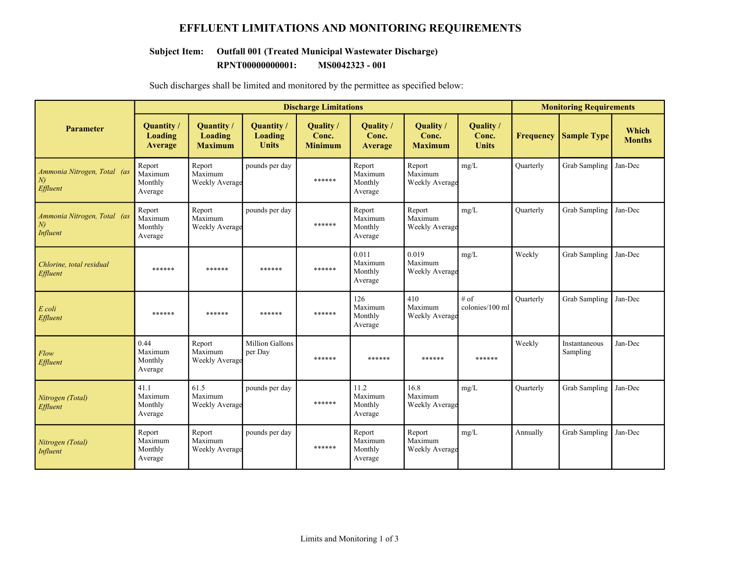# EFFLUENT LIMITATIONS AND MONITORING REQUIREMENTS

**Subject Item: Outfall 001 (Treated Municipal Wastewater Discharge)**
**RPNT00000000001: MS0042323 - 001**

Such discharges shall be limited and monitored by the permittee as specified below:

| Parameter | Discharge Limitations | | | | | | | Monitoring Requirements | | |
|---|---|---|---|---|---|---|---|---|---|---|
| | Quantity / Loading Average | Quantity / Loading Maximum | Quantity / Loading Units | Quality / Conc. Minimum | Quality / Conc. Average | Quality / Conc. Maximum | Quality / Conc. Units | Frequency | Sample Type | Which Months |
| *Ammonia Nitrogen, Total (as N) Effluent* | Report Maximum Monthly Average | Report Maximum Weekly Average | pounds per day | ****** | Report Maximum Monthly Average | Report Maximum Weekly Average | mg/L | Quarterly | Grab Sampling | Jan-Dec |
| *Ammonia Nitrogen, Total (as N) Influent* | Report Maximum Monthly Average | Report Maximum Weekly Average | pounds per day | ****** | Report Maximum Monthly Average | Report Maximum Weekly Average | mg/L | Quarterly | Grab Sampling | Jan-Dec |
| *Chlorine, total residual Effluent* | ****** | ****** | ****** | ****** | 0.011 Maximum Monthly Average | 0.019 Maximum Weekly Average | mg/L | Weekly | Grab Sampling | Jan-Dec |
| *E coli Effluent* | ****** | ****** | ****** | ****** | 126 Maximum Monthly Average | 410 Maximum Weekly Average | # of colonies/100 ml | Quarterly | Grab Sampling | Jan-Dec |
| *Flow Effluent* | 0.44 Maximum Monthly Average | Report Maximum Weekly Average | Million Gallons per Day | ****** | ****** | ****** | ****** | Weekly | Instantaneous Sampling | Jan-Dec |
| *Nitrogen (Total) Effluent* | 41.1 Maximum Monthly Average | 61.5 Maximum Weekly Average | pounds per day | ****** | 11.2 Maximum Monthly Average | 16.8 Maximum Weekly Average | mg/L | Quarterly | Grab Sampling | Jan-Dec |
| *Nitrogen (Total) Influent* | Report Maximum Monthly Average | Report Maximum Weekly Average | pounds per day | ****** | Report Maximum Monthly Average | Report Maximum Weekly Average | mg/L | Annually | Grab Sampling | Jan-Dec |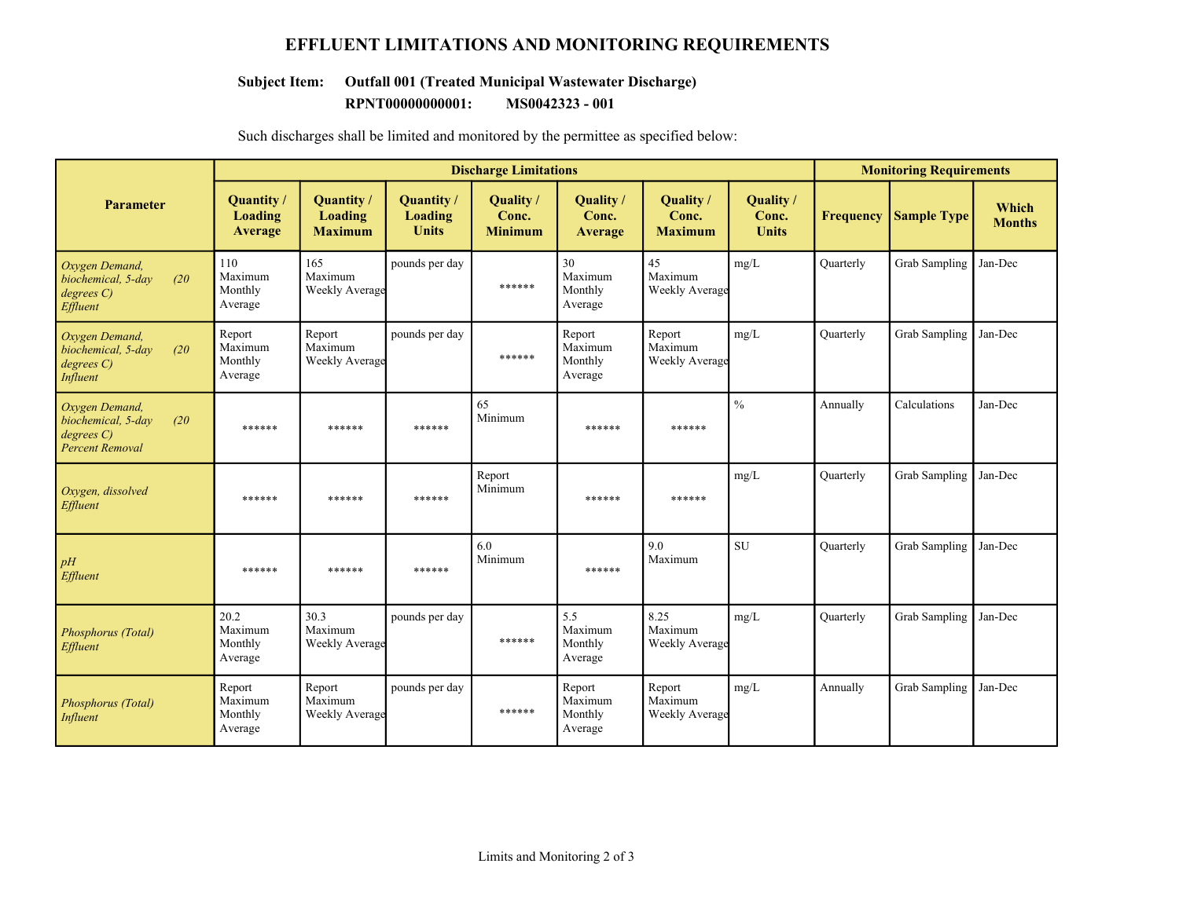# EFFLUENT LIMITATIONS AND MONITORING REQUIREMENTS

**Subject Item: Outfall 001 (Treated Municipal Wastewater Discharge)**

**RPNT00000000001: MS0042323 - 001**

Such discharges shall be limited and monitored by the permittee as specified below:

| Parameter | Discharge Limitations | | | | | | | Monitoring Requirements | | |
|---|---|---|---|---|---|---|---|---|---|---|
| | Quantity / Loading Average | Quantity / Loading Maximum | Quantity / Loading Units | Quality / Conc. Minimum | Quality / Conc. Average | Quality / Conc. Maximum | Quality / Conc. Units | Frequency | Sample Type | Which Months |
| *Oxygen Demand, biochemical, 5-day (20 degrees C) Effluent* | 110 Maximum Monthly Average | 165 Maximum Weekly Average | pounds per day | ****** | 30 Maximum Monthly Average | 45 Maximum Weekly Average | mg/L | Quarterly | Grab Sampling | Jan-Dec |
| *Oxygen Demand, biochemical, 5-day (20 degrees C) Influent* | Report Maximum Monthly Average | Report Maximum Weekly Average | pounds per day | ****** | Report Maximum Monthly Average | Report Maximum Weekly Average | mg/L | Quarterly | Grab Sampling | Jan-Dec |
| *Oxygen Demand, biochemical, 5-day (20 degrees C) Percent Removal* | ****** | ****** | ****** | 65 Minimum | ****** | ****** | % | Annually | Calculations | Jan-Dec |
| *Oxygen, dissolved Effluent* | ****** | ****** | ****** | Report Minimum | ****** | ****** | mg/L | Quarterly | Grab Sampling | Jan-Dec |
| *pH Effluent* | ****** | ****** | ****** | 6.0 Minimum | ****** | 9.0 Maximum | SU | Quarterly | Grab Sampling | Jan-Dec |
| *Phosphorus (Total) Effluent* | 20.2 Maximum Monthly Average | 30.3 Maximum Weekly Average | pounds per day | ****** | 5.5 Maximum Monthly Average | 8.25 Maximum Weekly Average | mg/L | Quarterly | Grab Sampling | Jan-Dec |
| *Phosphorus (Total) Influent* | Report Maximum Monthly Average | Report Maximum Weekly Average | pounds per day | ****** | Report Maximum Monthly Average | Report Maximum Weekly Average | mg/L | Annually | Grab Sampling | Jan-Dec |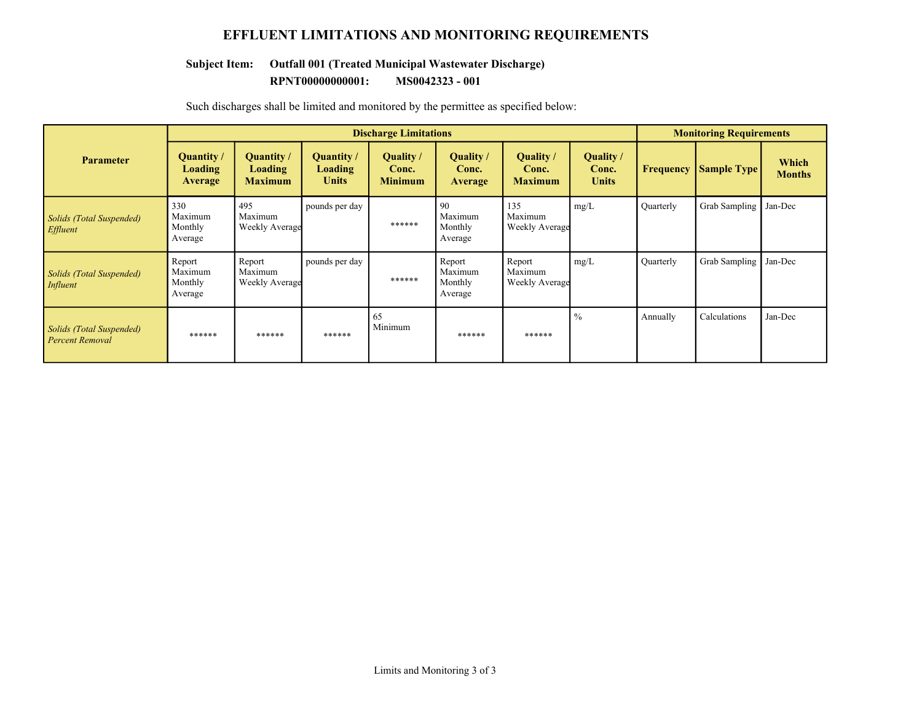## EFFLUENT LIMITATIONS AND MONITORING REQUIREMENTS

**Subject Item:** **Outfall 001 (Treated Municipal Wastewater Discharge)**

**RPNT00000000001:** **MS0042323 - 001**

Such discharges shall be limited and monitored by the permittee as specified below:

| Parameter | Discharge Limitations | | | | | | | Monitoring Requirements | | |
|---|---|---|---|---|---|---|---|---|---|---|
| | Quantity / Loading Average | Quantity / Loading Maximum | Quantity / Loading Units | Quality / Conc. Minimum | Quality / Conc. Average | Quality / Conc. Maximum | Quality / Conc. Units | Frequency | Sample Type | Which Months |
| *Solids (Total Suspended) Effluent* | 330 Maximum Monthly Average | 495 Maximum Weekly Average | pounds per day | ****** | 90 Maximum Monthly Average | 135 Maximum Weekly Average | mg/L | Quarterly | Grab Sampling | Jan-Dec |
| *Solids (Total Suspended) Influent* | Report Maximum Monthly Average | Report Maximum Weekly Average | pounds per day | ****** | Report Maximum Monthly Average | Report Maximum Weekly Average | mg/L | Quarterly | Grab Sampling | Jan-Dec |
| *Solids (Total Suspended) Percent Removal* | ****** | ****** | ****** | 65 Minimum | ****** | ****** | % | Annually | Calculations | Jan-Dec |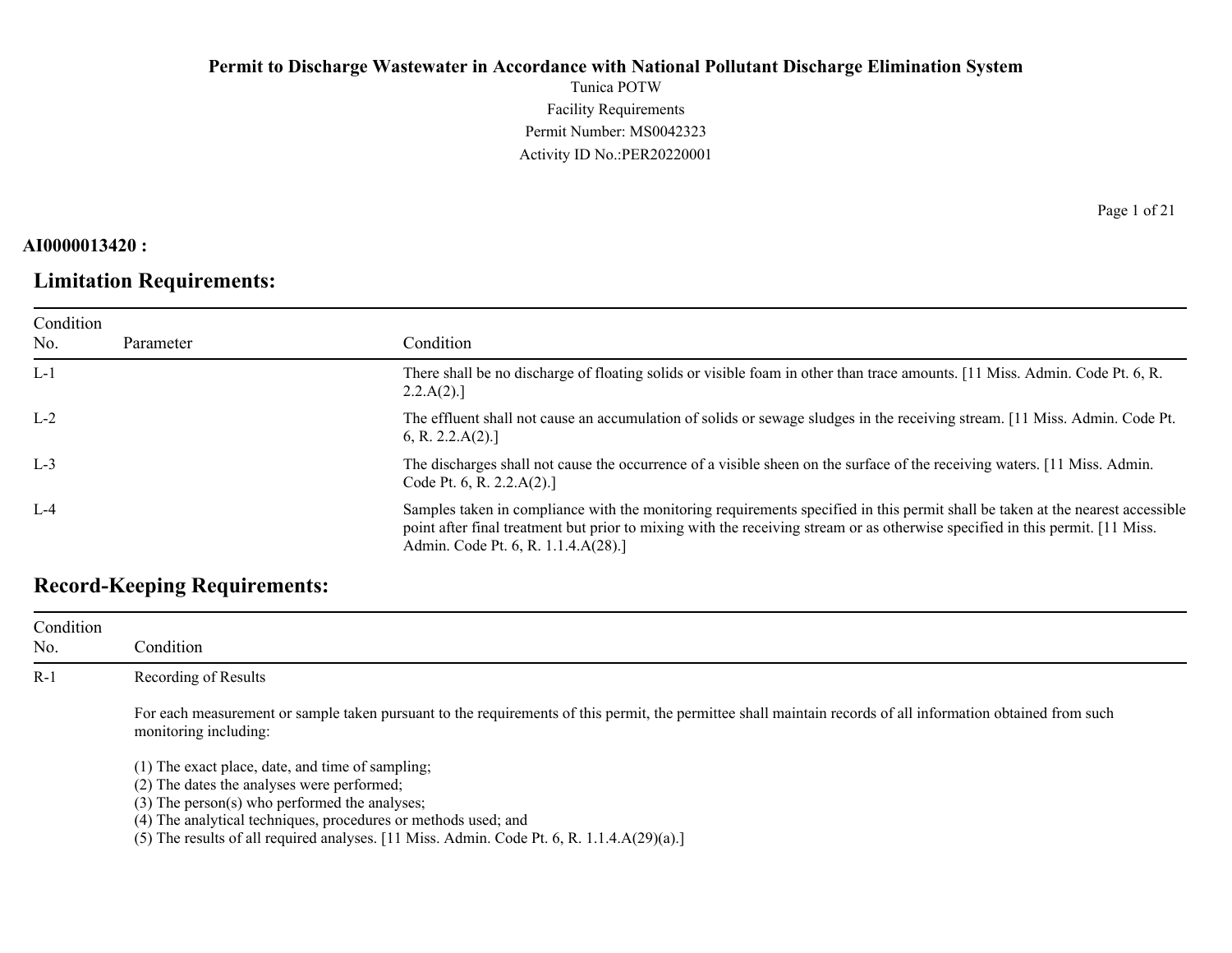**Permit to Discharge Wastewater in Accordance with National Pollutant Discharge Elimination System**

Tunica POTW
Facility Requirements
Permit Number: MS0042323
Activity ID No.:PER20220001

**AI0000013420 :**

## Limitation Requirements:

| Condition No. | Parameter | Condition |
|---|---|---|
| L-1 | | There shall be no discharge of floating solids or visible foam in other than trace amounts. [11 Miss. Admin. Code Pt. 6, R. 2.2.A(2).] |
| L-2 | | The effluent shall not cause an accumulation of solids or sewage sludges in the receiving stream. [11 Miss. Admin. Code Pt. 6, R. 2.2.A(2).] |
| L-3 | | The discharges shall not cause the occurrence of a visible sheen on the surface of the receiving waters. [11 Miss. Admin. Code Pt. 6, R. 2.2.A(2).] |
| L-4 | | Samples taken in compliance with the monitoring requirements specified in this permit shall be taken at the nearest accessible point after final treatment but prior to mixing with the receiving stream or as otherwise specified in this permit. [11 Miss. Admin. Code Pt. 6, R. 1.1.4.A(28).] |

## Record-Keeping Requirements:

| Condition No. | Condition |
|---|---|
| R-1 | Recording of Results<br><br>For each measurement or sample taken pursuant to the requirements of this permit, the permittee shall maintain records of all information obtained from such monitoring including:<br><br>(1) The exact place, date, and time of sampling;<br>(2) The dates the analyses were performed;<br>(3) The person(s) who performed the analyses;<br>(4) The analytical techniques, procedures or methods used; and<br>(5) The results of all required analyses. [11 Miss. Admin. Code Pt. 6, R. 1.1.4.A(29)(a).] |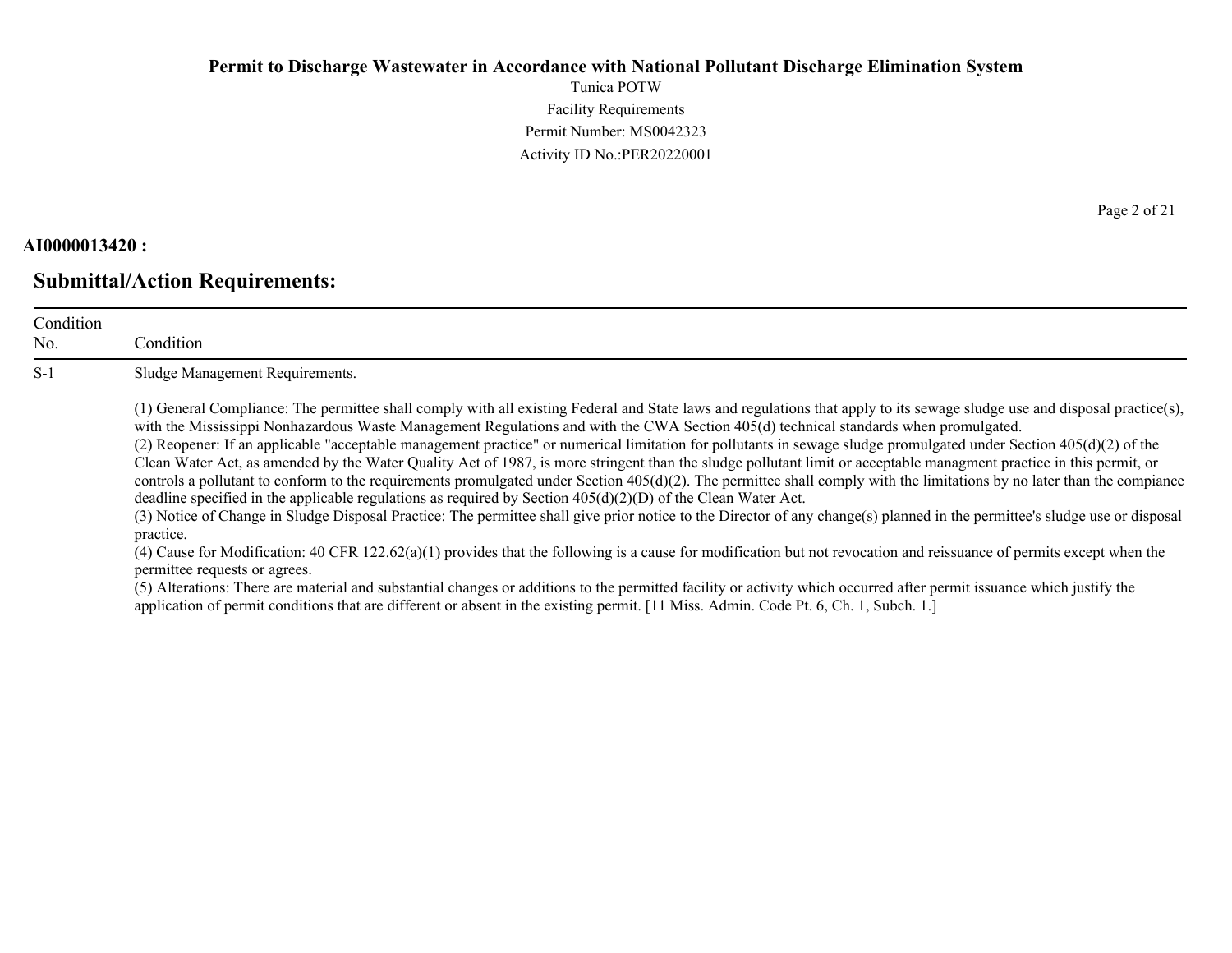**AI0000013420 :**

## Submittal/Action Requirements:

| Condition No. | Condition |
|---|---|
| S-1 | Sludge Management Requirements.<br><br>(1) General Compliance: The permittee shall comply with all existing Federal and State laws and regulations that apply to its sewage sludge use and disposal practice(s), with the Mississippi Nonhazardous Waste Management Regulations and with the CWA Section 405(d) technical standards when promulgated.<br>(2) Reopener: If an applicable "acceptable management practice" or numerical limitation for pollutants in sewage sludge promulgated under Section 405(d)(2) of the Clean Water Act, as amended by the Water Quality Act of 1987, is more stringent than the sludge pollutant limit or acceptable managment practice in this permit, or controls a pollutant to conform to the requirements promulgated under Section 405(d)(2). The permittee shall comply with the limitations by no later than the compiance deadline specified in the applicable regulations as required by Section 405(d)(2)(D) of the Clean Water Act.<br>(3) Notice of Change in Sludge Disposal Practice: The permittee shall give prior notice to the Director of any change(s) planned in the permittee's sludge use or disposal practice.<br>(4) Cause for Modification: 40 CFR 122.62(a)(1) provides that the following is a cause for modification but not revocation and reissuance of permits except when the permittee requests or agrees.<br>(5) Alterations: There are material and substantial changes or additions to the permitted facility or activity which occurred after permit issuance which justify the application of permit conditions that are different or absent in the existing permit. [11 Miss. Admin. Code Pt. 6, Ch. 1, Subch. 1.] |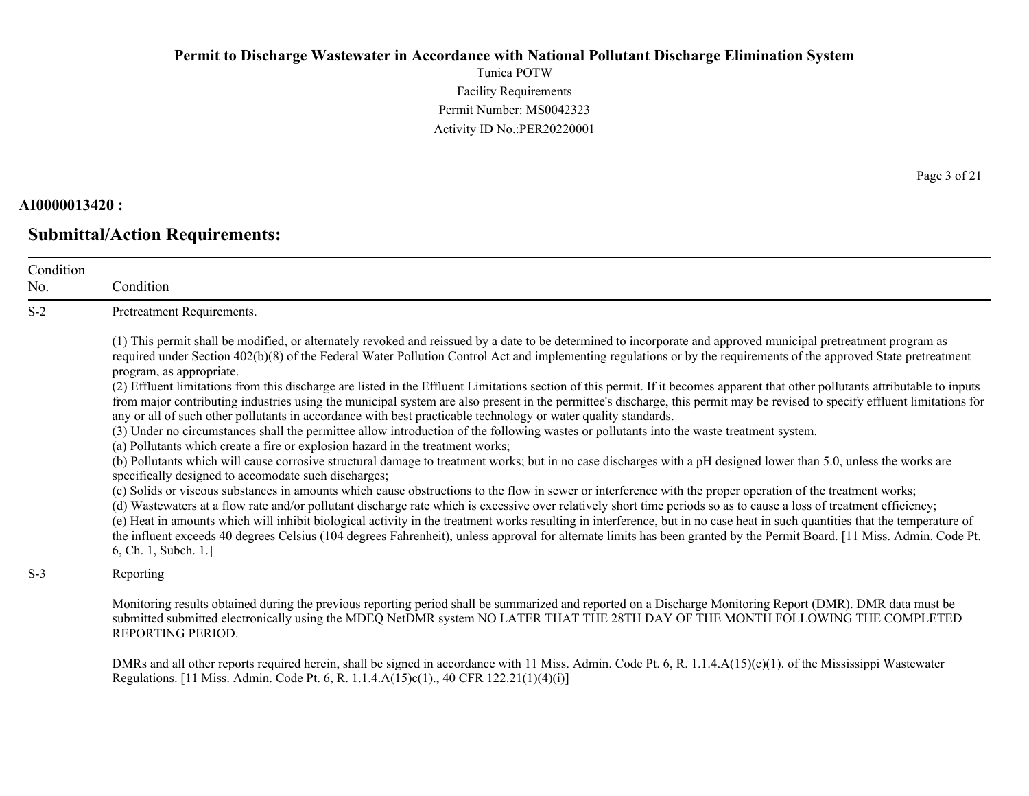# Permit to Discharge Wastewater in Accordance with National Pollutant Discharge Elimination System

Tunica POTW
Facility Requirements
Permit Number: MS0042323
Activity ID No.:PER20220001

**AI0000013420 :**

## Submittal/Action Requirements:

| Condition No. | Condition |
|---|---|
| S-2 | Pretreatment Requirements.<br><br>(1) This permit shall be modified, or alternately revoked and reissued by a date to be determined to incorporate and approved municipal pretreatment program as required under Section 402(b)(8) of the Federal Water Pollution Control Act and implementing regulations or by the requirements of the approved State pretreatment program, as appropriate.<br>(2) Effluent limitations from this discharge are listed in the Effluent Limitations section of this permit. If it becomes apparent that other pollutants attributable to inputs from major contributing industries using the municipal system are also present in the permittee's discharge, this permit may be revised to specify effluent limitations for any or all of such other pollutants in accordance with best practicable technology or water quality standards.<br>(3) Under no circumstances shall the permittee allow introduction of the following wastes or pollutants into the waste treatment system.<br>(a) Pollutants which create a fire or explosion hazard in the treatment works;<br>(b) Pollutants which will cause corrosive structural damage to treatment works; but in no case discharges with a pH designed lower than 5.0, unless the works are specifically designed to accomodate such discharges;<br>(c) Solids or viscous substances in amounts which cause obstructions to the flow in sewer or interference with the proper operation of the treatment works;<br>(d) Wastewaters at a flow rate and/or pollutant discharge rate which is excessive over relatively short time periods so as to cause a loss of treatment efficiency;<br>(e) Heat in amounts which will inhibit biological activity in the treatment works resulting in interference, but in no case heat in such quantities that the temperature of the influent exceeds 40 degrees Celsius (104 degrees Fahrenheit), unless approval for alternate limits has been granted by the Permit Board. [11 Miss. Admin. Code Pt. 6, Ch. 1, Subch. 1.] |
| S-3 | Reporting<br><br>Monitoring results obtained during the previous reporting period shall be summarized and reported on a Discharge Monitoring Report (DMR). DMR data must be submitted submitted electronically using the MDEQ NetDMR system NO LATER THAT THE 28TH DAY OF THE MONTH FOLLOWING THE COMPLETED REPORTING PERIOD.<br><br>DMRs and all other reports required herein, shall be signed in accordance with 11 Miss. Admin. Code Pt. 6, R. 1.1.4.A(15)(c)(1). of the Mississippi Wastewater Regulations. [11 Miss. Admin. Code Pt. 6, R. 1.1.4.A(15)c(1)., 40 CFR 122.21(1)(4)(i)] |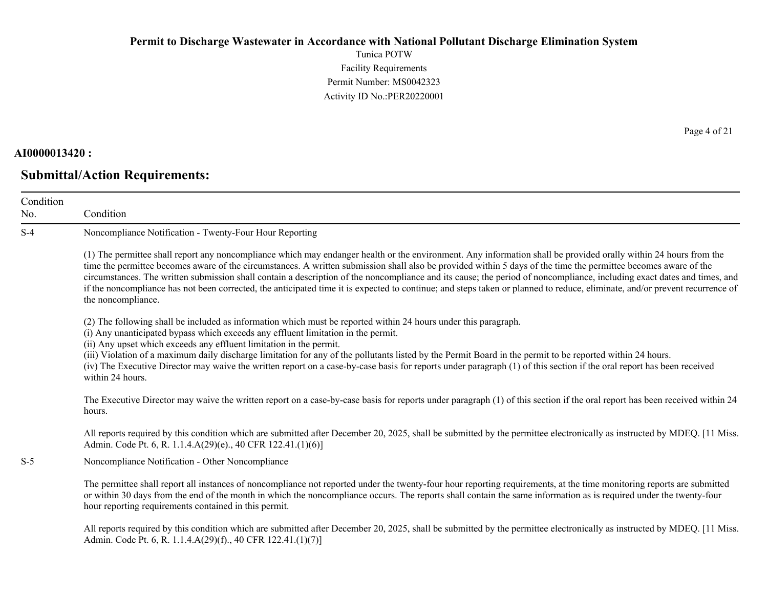**AI0000013420 :**

## Submittal/Action Requirements:

| Condition No. | Condition |
|---|---|
| S-4 | Noncompliance Notification - Twenty-Four Hour Reporting<br><br>(1) The permittee shall report any noncompliance which may endanger health or the environment. Any information shall be provided orally within 24 hours from the time the permittee becomes aware of the circumstances. A written submission shall also be provided within 5 days of the time the permittee becomes aware of the circumstances. The written submission shall contain a description of the noncompliance and its cause; the period of noncompliance, including exact dates and times, and if the noncompliance has not been corrected, the anticipated time it is expected to continue; and steps taken or planned to reduce, eliminate, and/or prevent recurrence of the noncompliance.<br><br>(2) The following shall be included as information which must be reported within 24 hours under this paragraph.<br>(i) Any unanticipated bypass which exceeds any effluent limitation in the permit.<br>(ii) Any upset which exceeds any effluent limitation in the permit.<br>(iii) Violation of a maximum daily discharge limitation for any of the pollutants listed by the Permit Board in the permit to be reported within 24 hours.<br>(iv) The Executive Director may waive the written report on a case-by-case basis for reports under paragraph (1) of this section if the oral report has been received within 24 hours.<br><br>The Executive Director may waive the written report on a case-by-case basis for reports under paragraph (1) of this section if the oral report has been received within 24 hours.<br><br>All reports required by this condition which are submitted after December 20, 2025, shall be submitted by the permittee electronically as instructed by MDEQ. [11 Miss. Admin. Code Pt. 6, R. 1.1.4.A(29)(e)., 40 CFR 122.41.(1)(6)] |
| S-5 | Noncompliance Notification - Other Noncompliance<br><br>The permittee shall report all instances of noncompliance not reported under the twenty-four hour reporting requirements, at the time monitoring reports are submitted or within 30 days from the end of the month in which the noncompliance occurs. The reports shall contain the same information as is required under the twenty-four hour reporting requirements contained in this permit.<br><br>All reports required by this condition which are submitted after December 20, 2025, shall be submitted by the permittee electronically as instructed by MDEQ. [11 Miss. Admin. Code Pt. 6, R. 1.1.4.A(29)(f)., 40 CFR 122.41.(1)(7)] |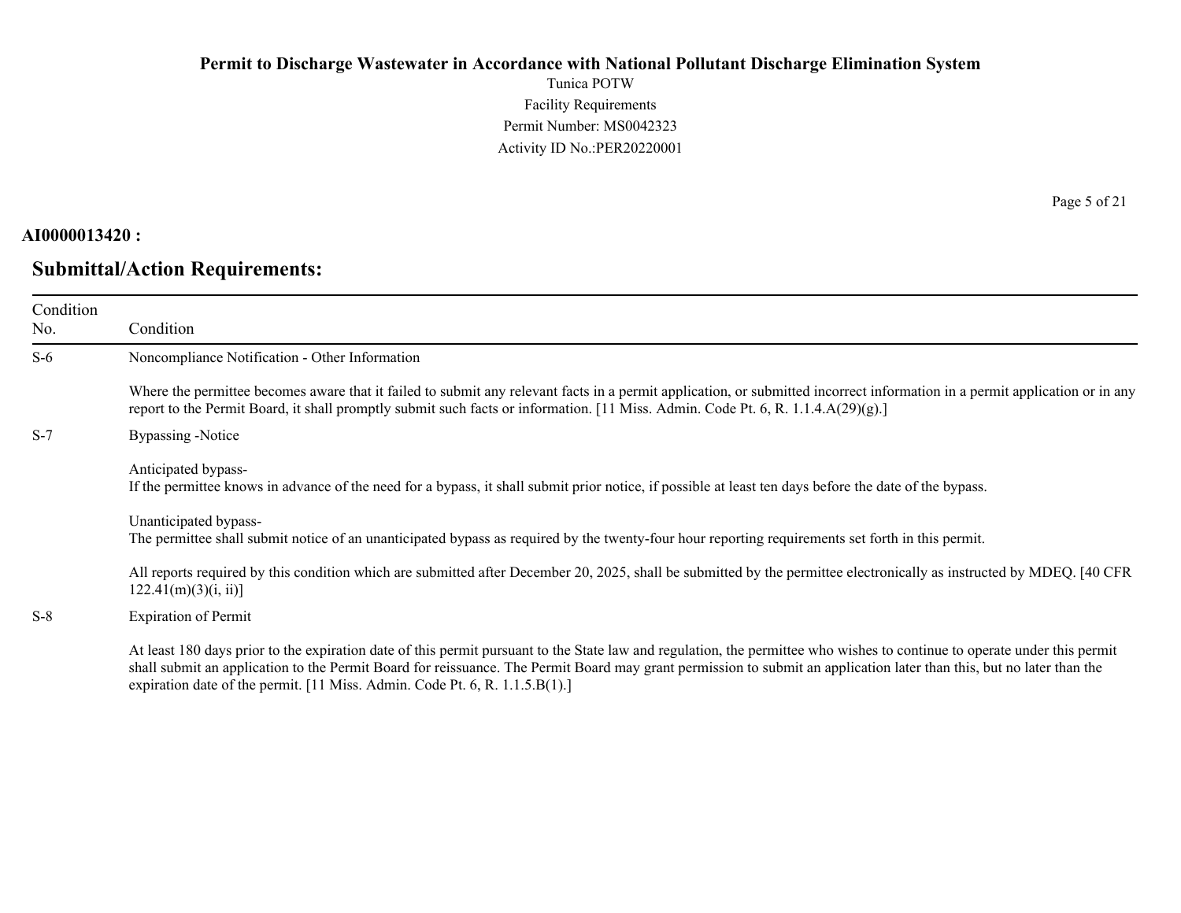**AI0000013420 :**

## Submittal/Action Requirements:

| Condition No. | Condition |
| --- | --- |
| S-6 | Noncompliance Notification - Other Information<br><br>Where the permittee becomes aware that it failed to submit any relevant facts in a permit application, or submitted incorrect information in a permit application or in any report to the Permit Board, it shall promptly submit such facts or information. [11 Miss. Admin. Code Pt. 6, R. 1.1.4.A(29)(g).] |
| S-7 | Bypassing -Notice<br><br>Anticipated bypass-<br>If the permittee knows in advance of the need for a bypass, it shall submit prior notice, if possible at least ten days before the date of the bypass.<br><br>Unanticipated bypass-<br>The permittee shall submit notice of an unanticipated bypass as required by the twenty-four hour reporting requirements set forth in this permit.<br><br>All reports required by this condition which are submitted after December 20, 2025, shall be submitted by the permittee electronically as instructed by MDEQ. [40 CFR 122.41(m)(3)(i, ii)] |
| S-8 | Expiration of Permit<br><br>At least 180 days prior to the expiration date of this permit pursuant to the State law and regulation, the permittee who wishes to continue to operate under this permit shall submit an application to the Permit Board for reissuance. The Permit Board may grant permission to submit an application later than this, but no later than the expiration date of the permit. [11 Miss. Admin. Code Pt. 6, R. 1.1.5.B(1).] |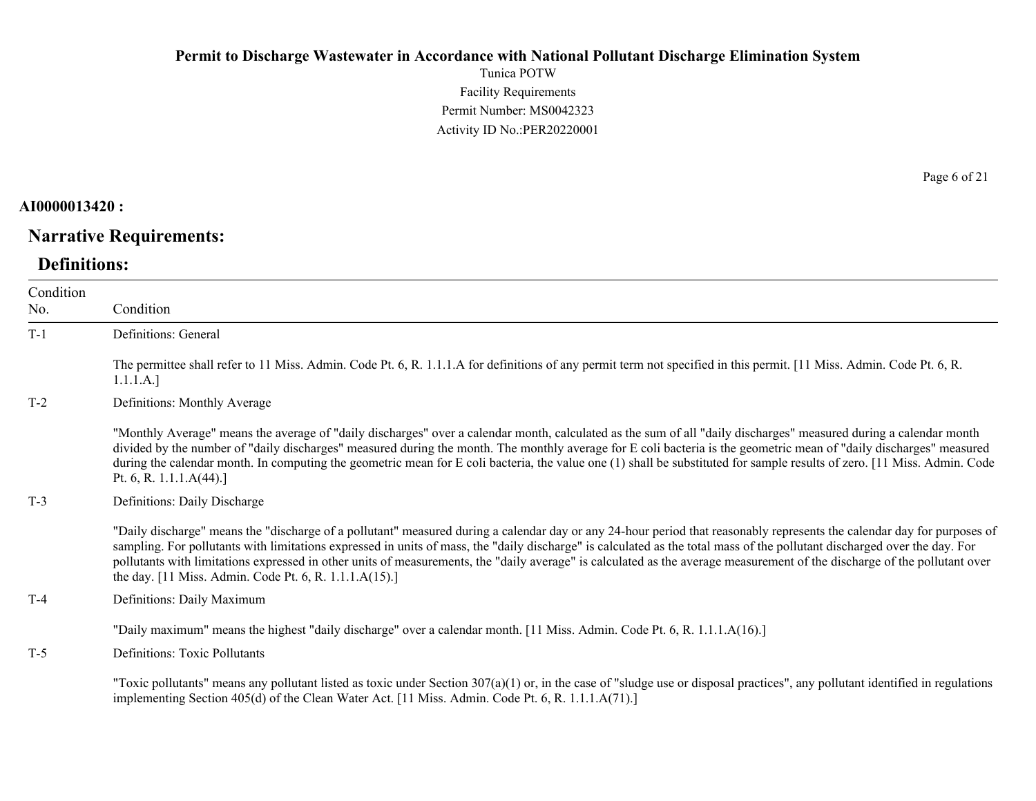**AI0000013420 :**

## Narrative Requirements:

### Definitions:

| Condition No. | Condition |
|---|---|
| T-1 | Definitions: General<br><br>The permittee shall refer to 11 Miss. Admin. Code Pt. 6, R. 1.1.1.A for definitions of any permit term not specified in this permit. [11 Miss. Admin. Code Pt. 6, R. 1.1.1.A.] |
| T-2 | Definitions: Monthly Average<br><br>"Monthly Average" means the average of "daily discharges" over a calendar month, calculated as the sum of all "daily discharges" measured during a calendar month divided by the number of "daily discharges" measured during the month. The monthly average for E coli bacteria is the geometric mean of "daily discharges" measured during the calendar month. In computing the geometric mean for E coli bacteria, the value one (1) shall be substituted for sample results of zero. [11 Miss. Admin. Code Pt. 6, R. 1.1.1.A(44).] |
| T-3 | Definitions: Daily Discharge<br><br>"Daily discharge" means the "discharge of a pollutant" measured during a calendar day or any 24-hour period that reasonably represents the calendar day for purposes of sampling. For pollutants with limitations expressed in units of mass, the "daily discharge" is calculated as the total mass of the pollutant discharged over the day. For pollutants with limitations expressed in other units of measurements, the "daily average" is calculated as the average measurement of the discharge of the pollutant over the day. [11 Miss. Admin. Code Pt. 6, R. 1.1.1.A(15).] |
| T-4 | Definitions: Daily Maximum<br><br>"Daily maximum" means the highest "daily discharge" over a calendar month. [11 Miss. Admin. Code Pt. 6, R. 1.1.1.A(16).] |
| T-5 | Definitions: Toxic Pollutants<br><br>"Toxic pollutants" means any pollutant listed as toxic under Section 307(a)(1) or, in the case of "sludge use or disposal practices", any pollutant identified in regulations implementing Section 405(d) of the Clean Water Act. [11 Miss. Admin. Code Pt. 6, R. 1.1.1.A(71).] |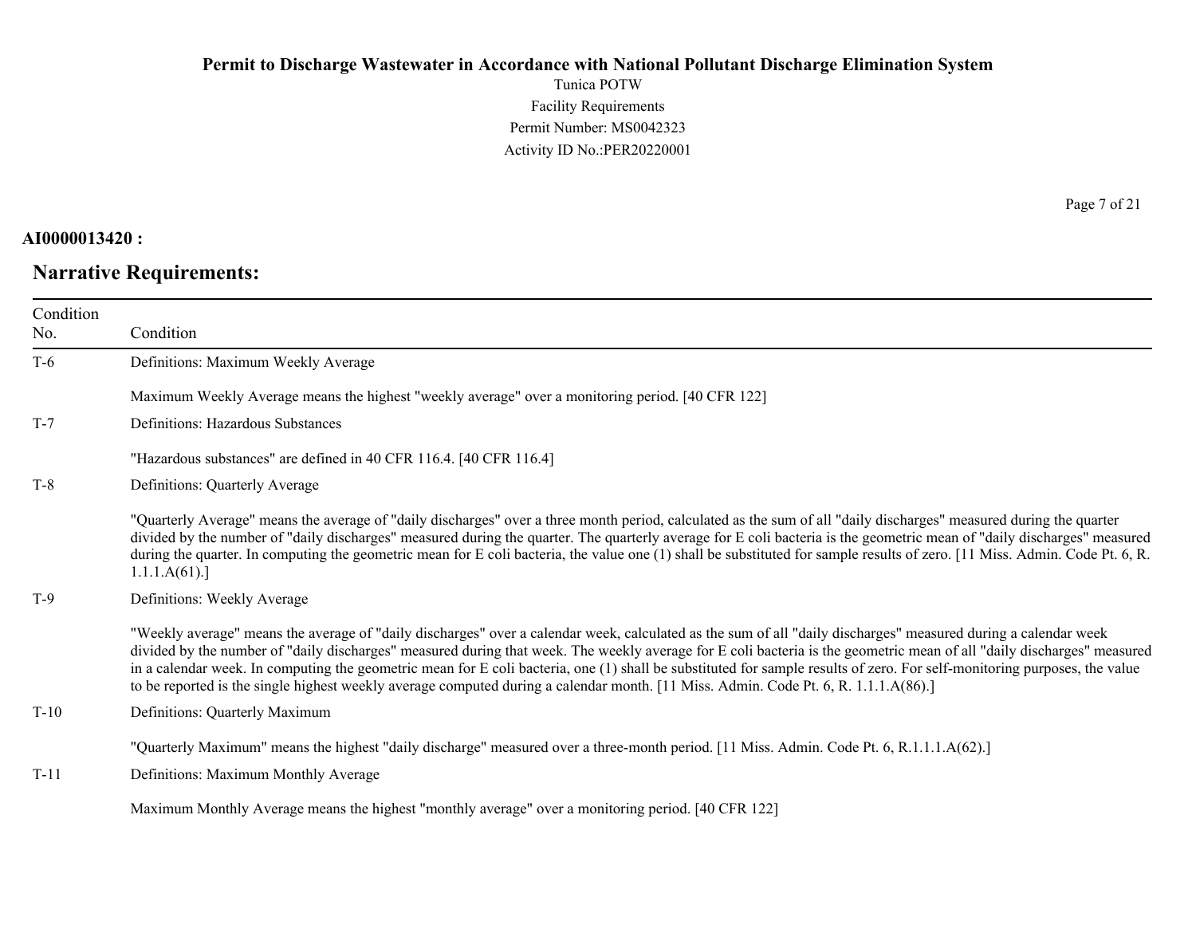**AI0000013420 :**

## Narrative Requirements:

| Condition No. | Condition |
|---|---|
| T-6 | Definitions: Maximum Weekly Average<br><br>Maximum Weekly Average means the highest "weekly average" over a monitoring period. [40 CFR 122] |
| T-7 | Definitions: Hazardous Substances<br><br>"Hazardous substances" are defined in 40 CFR 116.4. [40 CFR 116.4] |
| T-8 | Definitions: Quarterly Average<br><br>"Quarterly Average" means the average of "daily discharges" over a three month period, calculated as the sum of all "daily discharges" measured during the quarter divided by the number of "daily discharges" measured during the quarter. The quarterly average for E coli bacteria is the geometric mean of "daily discharges" measured during the quarter. In computing the geometric mean for E coli bacteria, the value one (1) shall be substituted for sample results of zero. [11 Miss. Admin. Code Pt. 6, R. 1.1.1.A(61).] |
| T-9 | Definitions: Weekly Average<br><br>"Weekly average" means the average of "daily discharges" over a calendar week, calculated as the sum of all "daily discharges" measured during a calendar week divided by the number of "daily discharges" measured during that week. The weekly average for E coli bacteria is the geometric mean of all "daily discharges" measured in a calendar week. In computing the geometric mean for E coli bacteria, one (1) shall be substituted for sample results of zero. For self-monitoring purposes, the value to be reported is the single highest weekly average computed during a calendar month. [11 Miss. Admin. Code Pt. 6, R. 1.1.1.A(86).] |
| T-10 | Definitions: Quarterly Maximum<br><br>"Quarterly Maximum" means the highest "daily discharge" measured over a three-month period. [11 Miss. Admin. Code Pt. 6, R.1.1.1.A(62).] |
| T-11 | Definitions: Maximum Monthly Average<br><br>Maximum Monthly Average means the highest "monthly average" over a monitoring period. [40 CFR 122] |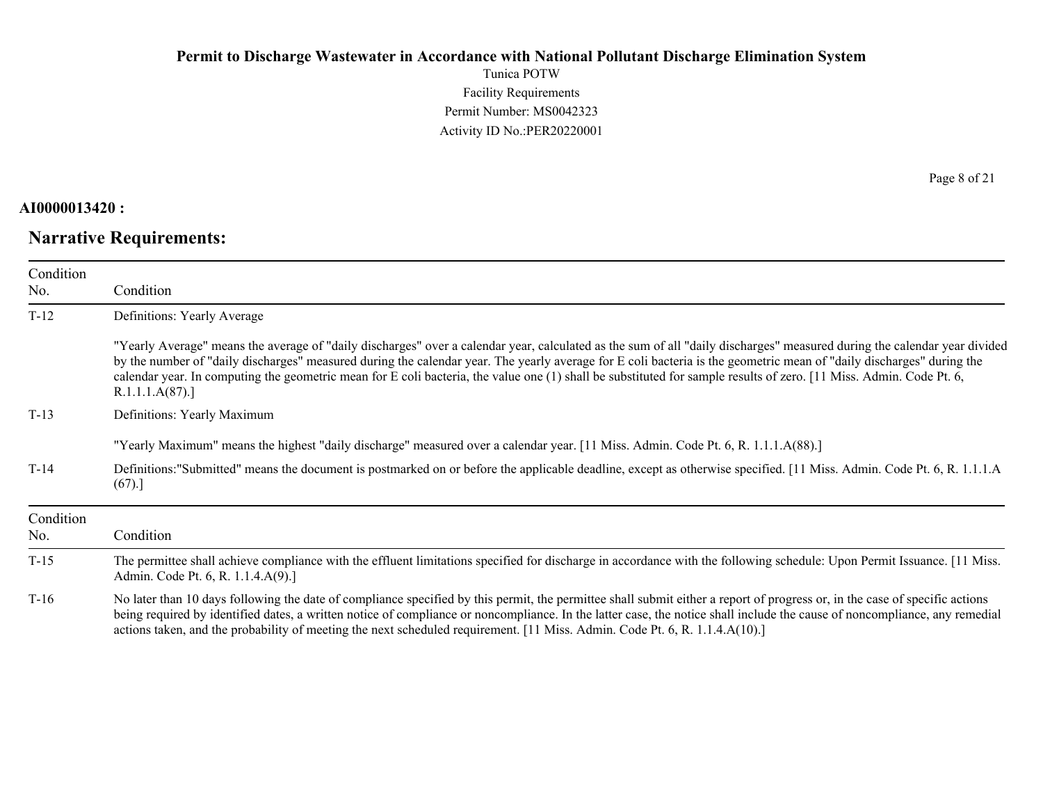**AI0000013420 :**

## Narrative Requirements:

| Condition No. | Condition |
|---|---|
| T-12 | Definitions: Yearly Average<br><br>"Yearly Average" means the average of "daily discharges" over a calendar year, calculated as the sum of all "daily discharges" measured during the calendar year divided by the number of "daily discharges" measured during the calendar year. The yearly average for E coli bacteria is the geometric mean of "daily discharges" during the calendar year. In computing the geometric mean for E coli bacteria, the value one (1) shall be substituted for sample results of zero. [11 Miss. Admin. Code Pt. 6, R.1.1.1.A(87).] |
| T-13 | Definitions: Yearly Maximum<br><br>"Yearly Maximum" means the highest "daily discharge" measured over a calendar year. [11 Miss. Admin. Code Pt. 6, R. 1.1.1.A(88).] |
| T-14 | Definitions:"Submitted" means the document is postmarked on or before the applicable deadline, except as otherwise specified. [11 Miss. Admin. Code Pt. 6, R. 1.1.1.A (67).] |

| Condition No. | Condition |
|---|---|
| T-15 | The permittee shall achieve compliance with the effluent limitations specified for discharge in accordance with the following schedule: Upon Permit Issuance. [11 Miss. Admin. Code Pt. 6, R. 1.1.4.A(9).] |
| T-16 | No later than 10 days following the date of compliance specified by this permit, the permittee shall submit either a report of progress or, in the case of specific actions being required by identified dates, a written notice of compliance or noncompliance. In the latter case, the notice shall include the cause of noncompliance, any remedial actions taken, and the probability of meeting the next scheduled requirement. [11 Miss. Admin. Code Pt. 6, R. 1.1.4.A(10).] |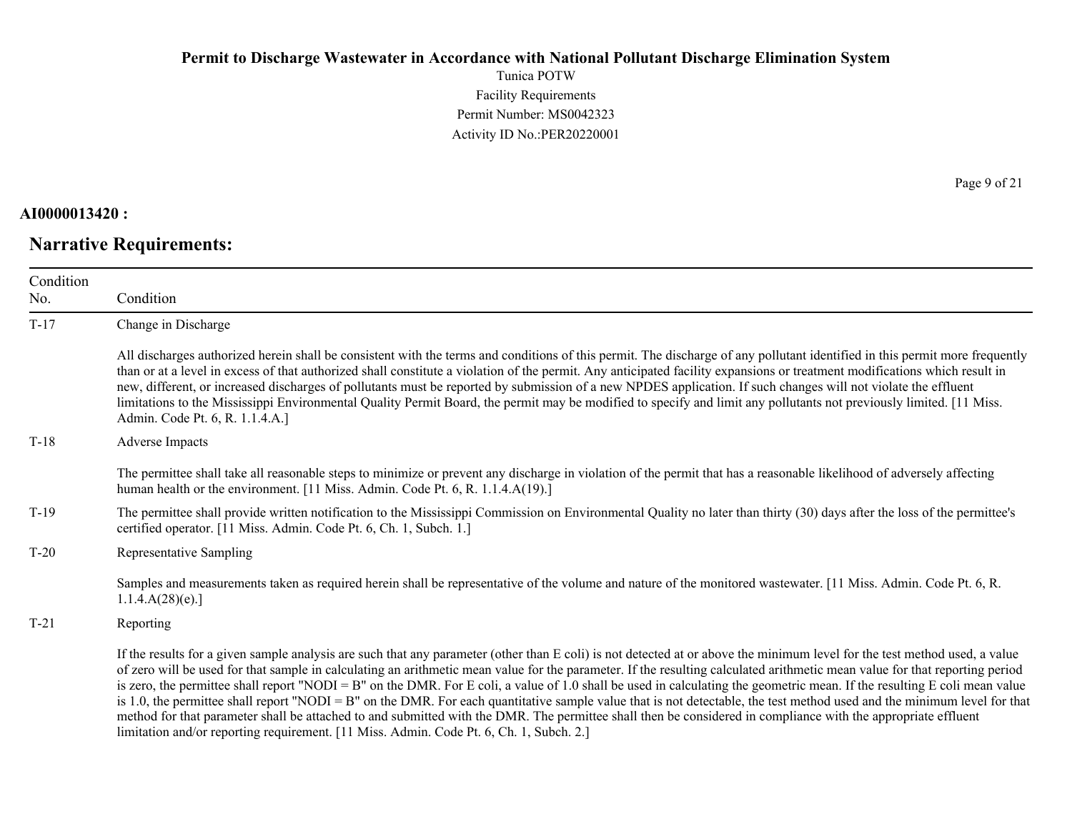**AI0000013420 :**

## Narrative Requirements:

| Condition No. | Condition |
|---|---|
| T-17 | Change in Discharge<br><br>All discharges authorized herein shall be consistent with the terms and conditions of this permit. The discharge of any pollutant identified in this permit more frequently than or at a level in excess of that authorized shall constitute a violation of the permit. Any anticipated facility expansions or treatment modifications which result in new, different, or increased discharges of pollutants must be reported by submission of a new NPDES application. If such changes will not violate the effluent limitations to the Mississippi Environmental Quality Permit Board, the permit may be modified to specify and limit any pollutants not previously limited. [11 Miss. Admin. Code Pt. 6, R. 1.1.4.A.] |
| T-18 | Adverse Impacts<br><br>The permittee shall take all reasonable steps to minimize or prevent any discharge in violation of the permit that has a reasonable likelihood of adversely affecting human health or the environment. [11 Miss. Admin. Code Pt. 6, R. 1.1.4.A(19).] |
| T-19 | The permittee shall provide written notification to the Mississippi Commission on Environmental Quality no later than thirty (30) days after the loss of the permittee's certified operator. [11 Miss. Admin. Code Pt. 6, Ch. 1, Subch. 1.] |
| T-20 | Representative Sampling<br><br>Samples and measurements taken as required herein shall be representative of the volume and nature of the monitored wastewater. [11 Miss. Admin. Code Pt. 6, R. 1.1.4.A(28)(e).] |
| T-21 | Reporting<br><br>If the results for a given sample analysis are such that any parameter (other than E coli) is not detected at or above the minimum level for the test method used, a value of zero will be used for that sample in calculating an arithmetic mean value for the parameter. If the resulting calculated arithmetic mean value for that reporting period is zero, the permittee shall report "NODI = B" on the DMR. For E coli, a value of 1.0 shall be used in calculating the geometric mean. If the resulting E coli mean value is 1.0, the permittee shall report "NODI = B" on the DMR. For each quantitative sample value that is not detectable, the test method used and the minimum level for that method for that parameter shall be attached to and submitted with the DMR. The permittee shall then be considered in compliance with the appropriate effluent limitation and/or reporting requirement. [11 Miss. Admin. Code Pt. 6, Ch. 1, Subch. 2.] |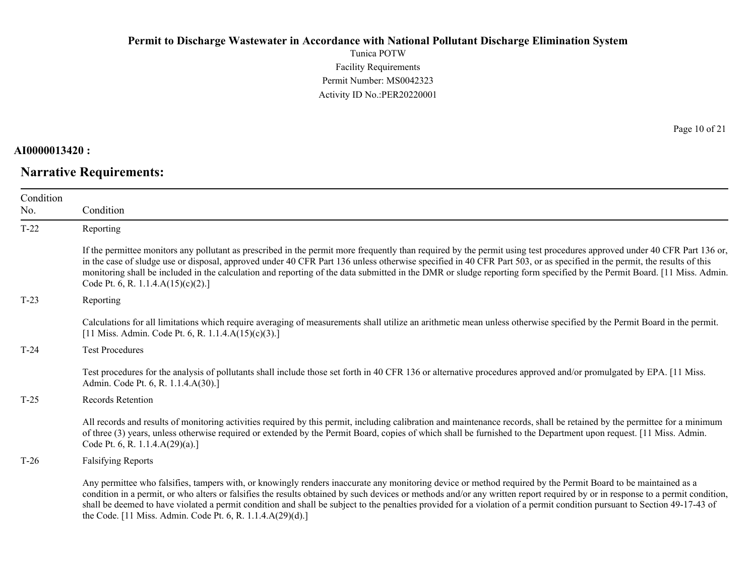**AI0000013420 :**

## Narrative Requirements:

| Condition No. | Condition |
|---|---|
| T-22 | Reporting<br><br>If the permittee monitors any pollutant as prescribed in the permit more frequently than required by the permit using test procedures approved under 40 CFR Part 136 or, in the case of sludge use or disposal, approved under 40 CFR Part 136 unless otherwise specified in 40 CFR Part 503, or as specified in the permit, the results of this monitoring shall be included in the calculation and reporting of the data submitted in the DMR or sludge reporting form specified by the Permit Board. [11 Miss. Admin. Code Pt. 6, R. 1.1.4.A(15)(c)(2).] |
| T-23 | Reporting<br><br>Calculations for all limitations which require averaging of measurements shall utilize an arithmetic mean unless otherwise specified by the Permit Board in the permit. [11 Miss. Admin. Code Pt. 6, R. 1.1.4.A(15)(c)(3).] |
| T-24 | Test Procedures<br><br>Test procedures for the analysis of pollutants shall include those set forth in 40 CFR 136 or alternative procedures approved and/or promulgated by EPA. [11 Miss. Admin. Code Pt. 6, R. 1.1.4.A(30).] |
| T-25 | Records Retention<br><br>All records and results of monitoring activities required by this permit, including calibration and maintenance records, shall be retained by the permittee for a minimum of three (3) years, unless otherwise required or extended by the Permit Board, copies of which shall be furnished to the Department upon request. [11 Miss. Admin. Code Pt. 6, R. 1.1.4.A(29)(a).] |
| T-26 | Falsifying Reports<br><br>Any permittee who falsifies, tampers with, or knowingly renders inaccurate any monitoring device or method required by the Permit Board to be maintained as a condition in a permit, or who alters or falsifies the results obtained by such devices or methods and/or any written report required by or in response to a permit condition, shall be deemed to have violated a permit condition and shall be subject to the penalties provided for a violation of a permit condition pursuant to Section 49-17-43 of the Code. [11 Miss. Admin. Code Pt. 6, R. 1.1.4.A(29)(d).] |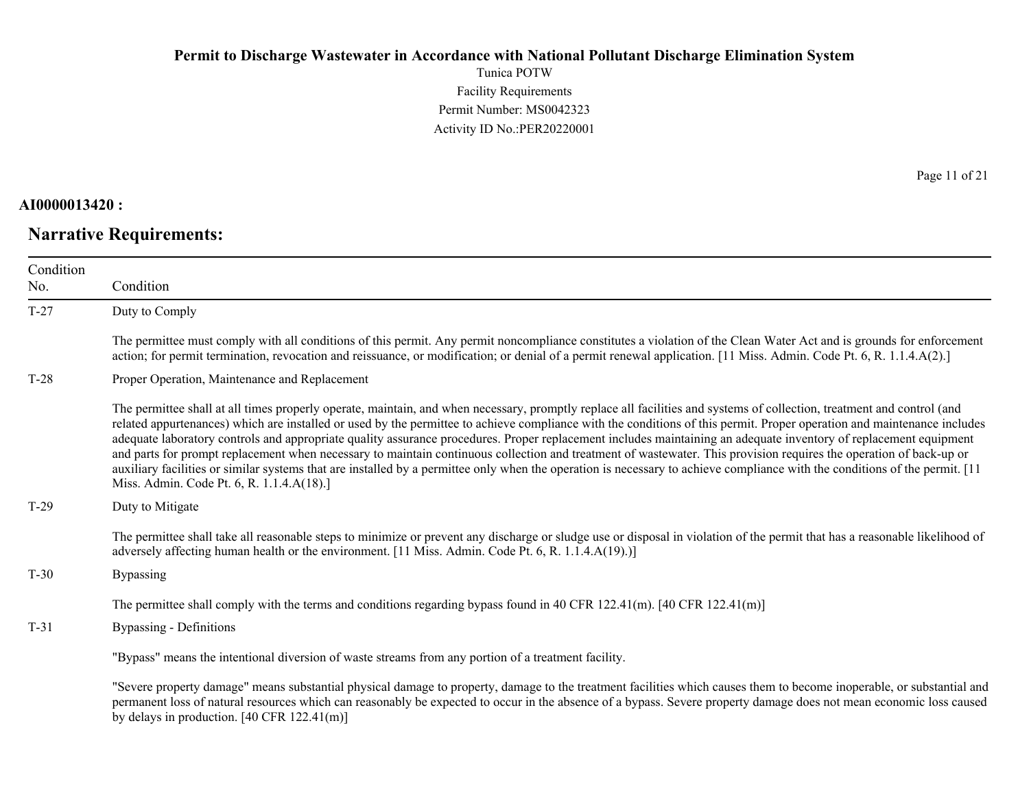**AI0000013420 :**

## Narrative Requirements:

| Condition No. | Condition |
|---|---|
| T-27 | Duty to Comply<br><br>The permittee must comply with all conditions of this permit. Any permit noncompliance constitutes a violation of the Clean Water Act and is grounds for enforcement action; for permit termination, revocation and reissuance, or modification; or denial of a permit renewal application. [11 Miss. Admin. Code Pt. 6, R. 1.1.4.A(2).] |
| T-28 | Proper Operation, Maintenance and Replacement<br><br>The permittee shall at all times properly operate, maintain, and when necessary, promptly replace all facilities and systems of collection, treatment and control (and related appurtenances) which are installed or used by the permittee to achieve compliance with the conditions of this permit. Proper operation and maintenance includes adequate laboratory controls and appropriate quality assurance procedures. Proper replacement includes maintaining an adequate inventory of replacement equipment and parts for prompt replacement when necessary to maintain continuous collection and treatment of wastewater. This provision requires the operation of back-up or auxiliary facilities or similar systems that are installed by a permittee only when the operation is necessary to achieve compliance with the conditions of the permit. [11 Miss. Admin. Code Pt. 6, R. 1.1.4.A(18).] |
| T-29 | Duty to Mitigate<br><br>The permittee shall take all reasonable steps to minimize or prevent any discharge or sludge use or disposal in violation of the permit that has a reasonable likelihood of adversely affecting human health or the environment. [11 Miss. Admin. Code Pt. 6, R. 1.1.4.A(19).)] |
| T-30 | Bypassing<br><br>The permittee shall comply with the terms and conditions regarding bypass found in 40 CFR 122.41(m). [40 CFR 122.41(m)] |
| T-31 | Bypassing - Definitions<br><br>"Bypass" means the intentional diversion of waste streams from any portion of a treatment facility.<br><br>"Severe property damage" means substantial physical damage to property, damage to the treatment facilities which causes them to become inoperable, or substantial and permanent loss of natural resources which can reasonably be expected to occur in the absence of a bypass. Severe property damage does not mean economic loss caused by delays in production. [40 CFR 122.41(m)] |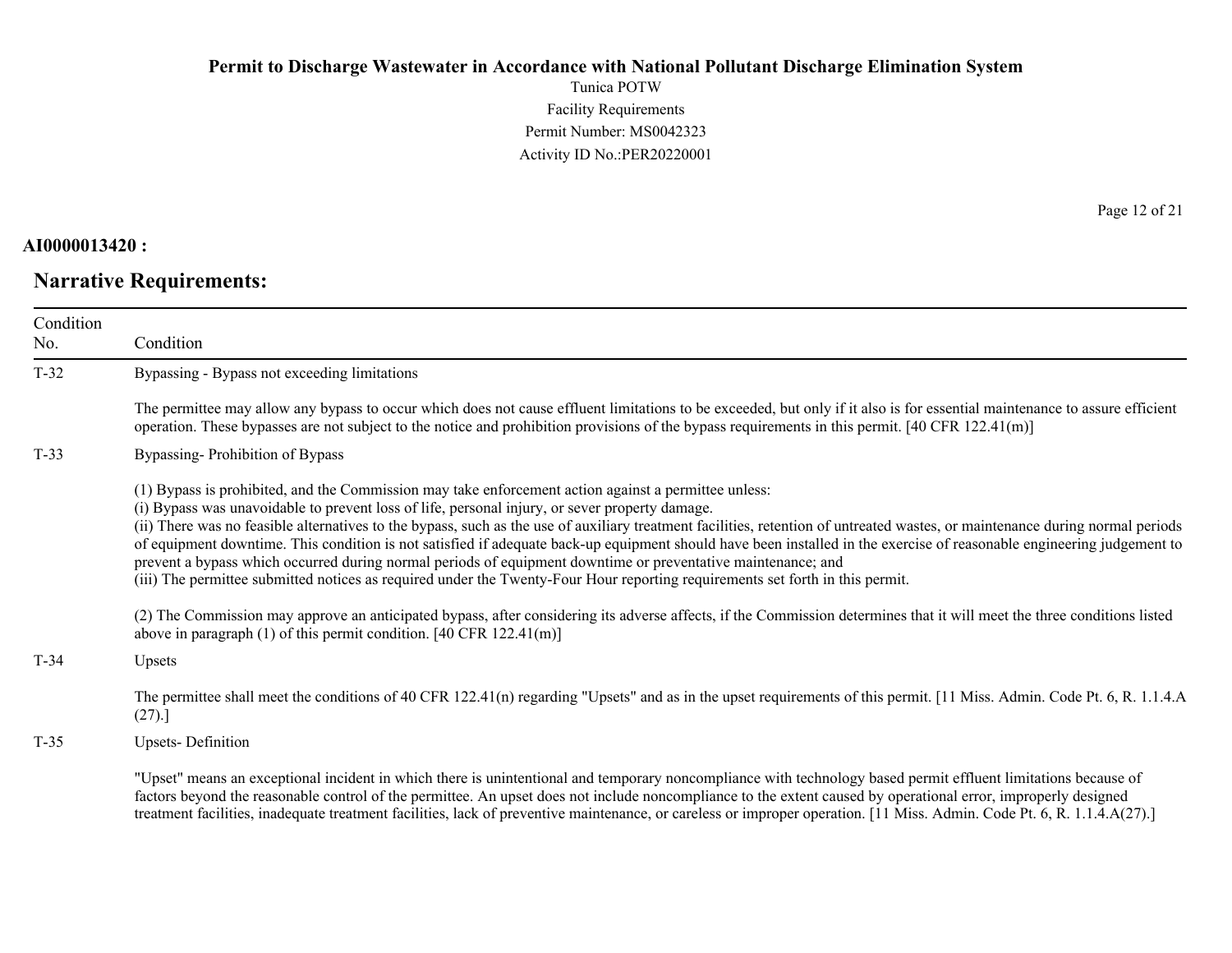**AI0000013420 :**

## Narrative Requirements:

| Condition No. | Condition |
|---|---|
| T-32 | Bypassing - Bypass not exceeding limitations<br><br>The permittee may allow any bypass to occur which does not cause effluent limitations to be exceeded, but only if it also is for essential maintenance to assure efficient operation. These bypasses are not subject to the notice and prohibition provisions of the bypass requirements in this permit. [40 CFR 122.41(m)] |
| T-33 | Bypassing- Prohibition of Bypass<br><br>(1) Bypass is prohibited, and the Commission may take enforcement action against a permittee unless:<br>(i) Bypass was unavoidable to prevent loss of life, personal injury, or sever property damage.<br>(ii) There was no feasible alternatives to the bypass, such as the use of auxiliary treatment facilities, retention of untreated wastes, or maintenance during normal periods of equipment downtime. This condition is not satisfied if adequate back-up equipment should have been installed in the exercise of reasonable engineering judgement to prevent a bypass which occurred during normal periods of equipment downtime or preventative maintenance; and<br>(iii) The permittee submitted notices as required under the Twenty-Four Hour reporting requirements set forth in this permit.<br><br>(2) The Commission may approve an anticipated bypass, after considering its adverse affects, if the Commission determines that it will meet the three conditions listed above in paragraph (1) of this permit condition. [40 CFR 122.41(m)] |
| T-34 | Upsets<br><br>The permittee shall meet the conditions of 40 CFR 122.41(n) regarding "Upsets" and as in the upset requirements of this permit. [11 Miss. Admin. Code Pt. 6, R. 1.1.4.A (27).] |
| T-35 | Upsets- Definition<br><br>"Upset" means an exceptional incident in which there is unintentional and temporary noncompliance with technology based permit effluent limitations because of factors beyond the reasonable control of the permittee. An upset does not include noncompliance to the extent caused by operational error, improperly designed treatment facilities, inadequate treatment facilities, lack of preventive maintenance, or careless or improper operation. [11 Miss. Admin. Code Pt. 6, R. 1.1.4.A(27).] |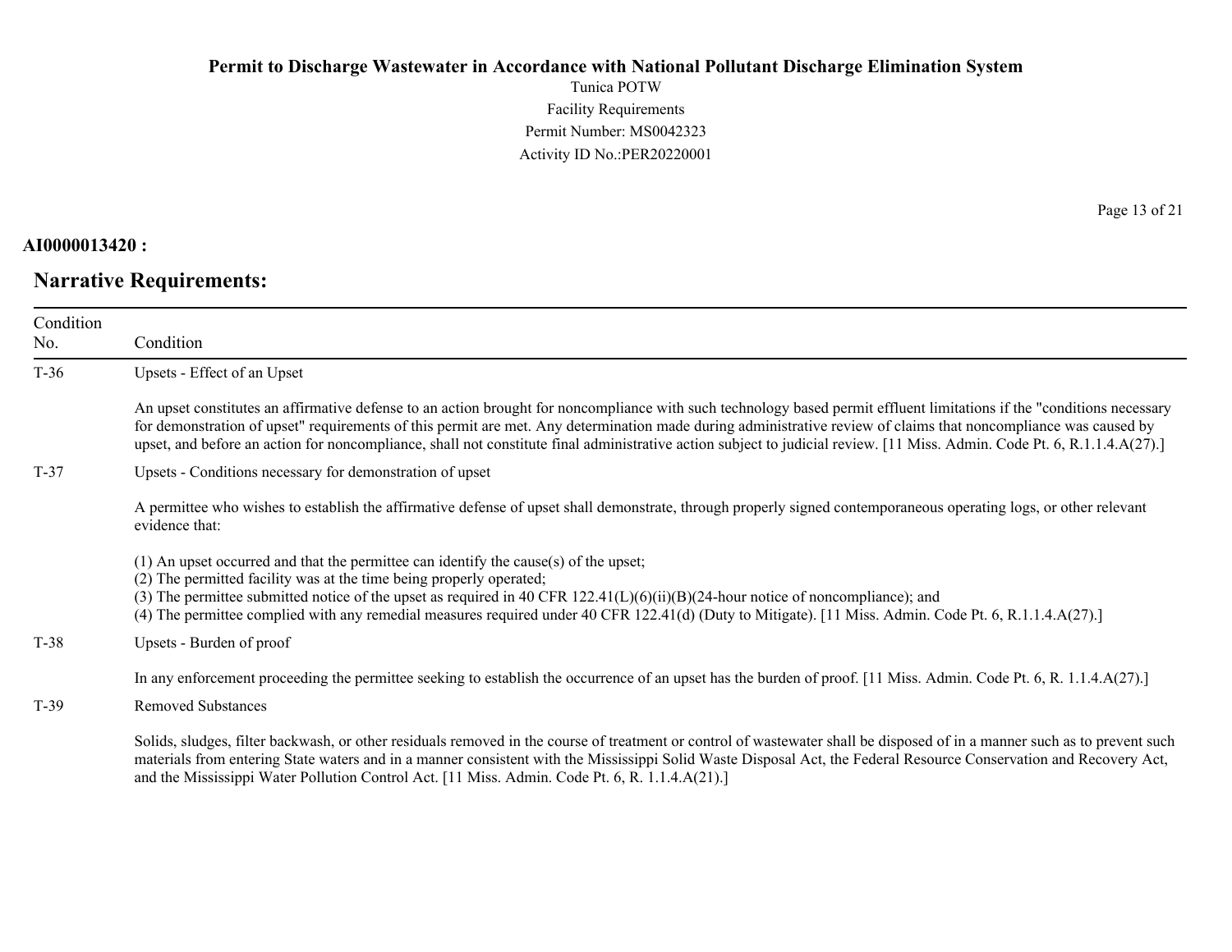**AI0000013420 :**

## Narrative Requirements:

| Condition No. | Condition |
|---|---|
| T-36 | Upsets - Effect of an Upset<br><br>An upset constitutes an affirmative defense to an action brought for noncompliance with such technology based permit effluent limitations if the "conditions necessary for demonstration of upset" requirements of this permit are met. Any determination made during administrative review of claims that noncompliance was caused by upset, and before an action for noncompliance, shall not constitute final administrative action subject to judicial review. [11 Miss. Admin. Code Pt. 6, R.1.1.4.A(27).] |
| T-37 | Upsets - Conditions necessary for demonstration of upset<br><br>A permittee who wishes to establish the affirmative defense of upset shall demonstrate, through properly signed contemporaneous operating logs, or other relevant evidence that:<br><br>(1) An upset occurred and that the permittee can identify the cause(s) of the upset;<br>(2) The permitted facility was at the time being properly operated;<br>(3) The permittee submitted notice of the upset as required in 40 CFR 122.41(L)(6)(ii)(B)(24-hour notice of noncompliance); and<br>(4) The permittee complied with any remedial measures required under 40 CFR 122.41(d) (Duty to Mitigate). [11 Miss. Admin. Code Pt. 6, R.1.1.4.A(27).] |
| T-38 | Upsets - Burden of proof<br><br>In any enforcement proceeding the permittee seeking to establish the occurrence of an upset has the burden of proof. [11 Miss. Admin. Code Pt. 6, R. 1.1.4.A(27).] |
| T-39 | Removed Substances<br><br>Solids, sludges, filter backwash, or other residuals removed in the course of treatment or control of wastewater shall be disposed of in a manner such as to prevent such materials from entering State waters and in a manner consistent with the Mississippi Solid Waste Disposal Act, the Federal Resource Conservation and Recovery Act, and the Mississippi Water Pollution Control Act. [11 Miss. Admin. Code Pt. 6, R. 1.1.4.A(21).] |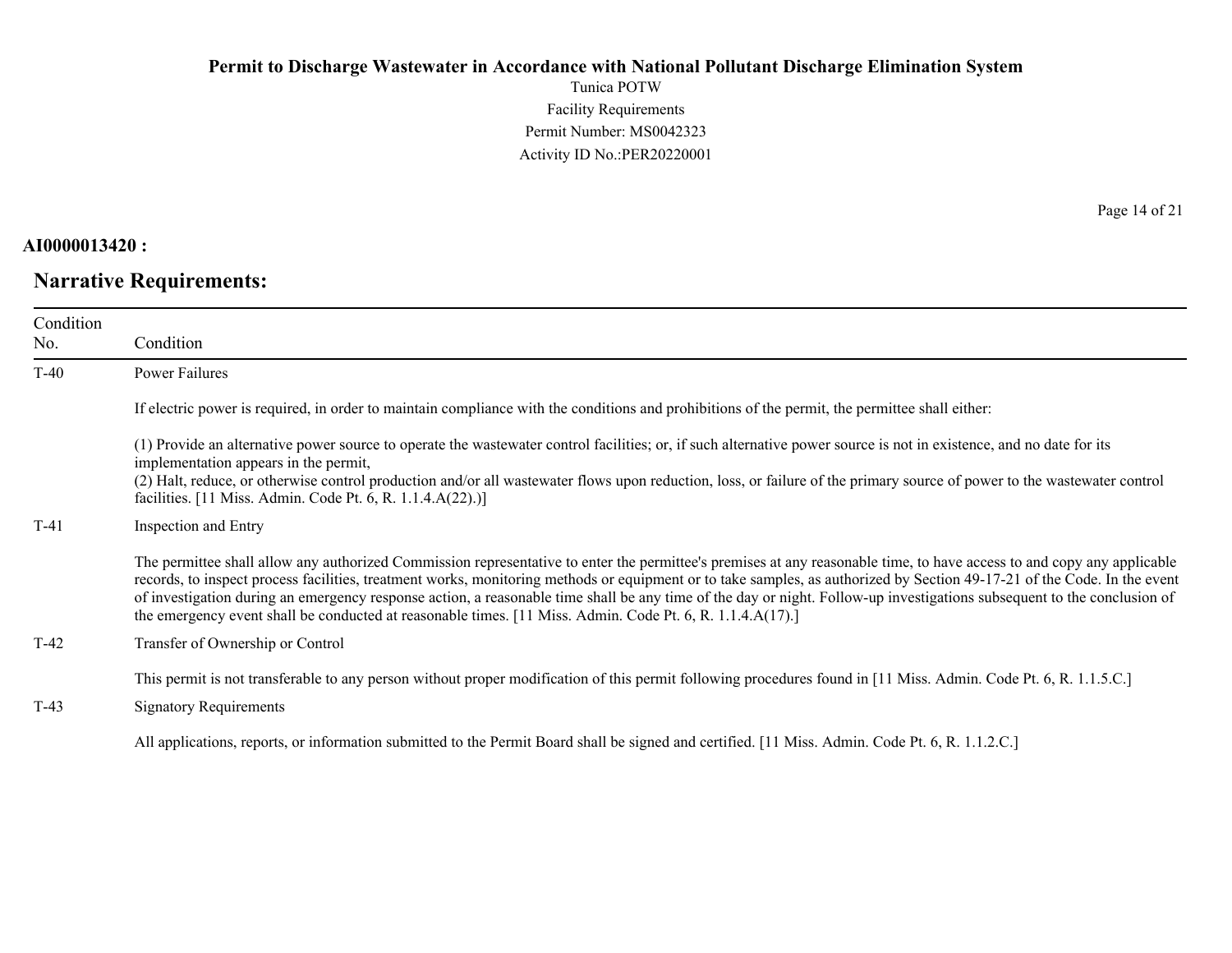**AI0000013420 :**

## Narrative Requirements:

| Condition No. | Condition |
|---|---|
| T-40 | Power Failures<br><br>If electric power is required, in order to maintain compliance with the conditions and prohibitions of the permit, the permittee shall either:<br><br>(1) Provide an alternative power source to operate the wastewater control facilities; or, if such alternative power source is not in existence, and no date for its implementation appears in the permit,<br>(2) Halt, reduce, or otherwise control production and/or all wastewater flows upon reduction, loss, or failure of the primary source of power to the wastewater control facilities. [11 Miss. Admin. Code Pt. 6, R. 1.1.4.A(22).)] |
| T-41 | Inspection and Entry<br><br>The permittee shall allow any authorized Commission representative to enter the permittee's premises at any reasonable time, to have access to and copy any applicable records, to inspect process facilities, treatment works, monitoring methods or equipment or to take samples, as authorized by Section 49-17-21 of the Code. In the event of investigation during an emergency response action, a reasonable time shall be any time of the day or night. Follow-up investigations subsequent to the conclusion of the emergency event shall be conducted at reasonable times. [11 Miss. Admin. Code Pt. 6, R. 1.1.4.A(17).] |
| T-42 | Transfer of Ownership or Control<br><br>This permit is not transferable to any person without proper modification of this permit following procedures found in [11 Miss. Admin. Code Pt. 6, R. 1.1.5.C.] |
| T-43 | Signatory Requirements<br><br>All applications, reports, or information submitted to the Permit Board shall be signed and certified. [11 Miss. Admin. Code Pt. 6, R. 1.1.2.C.] |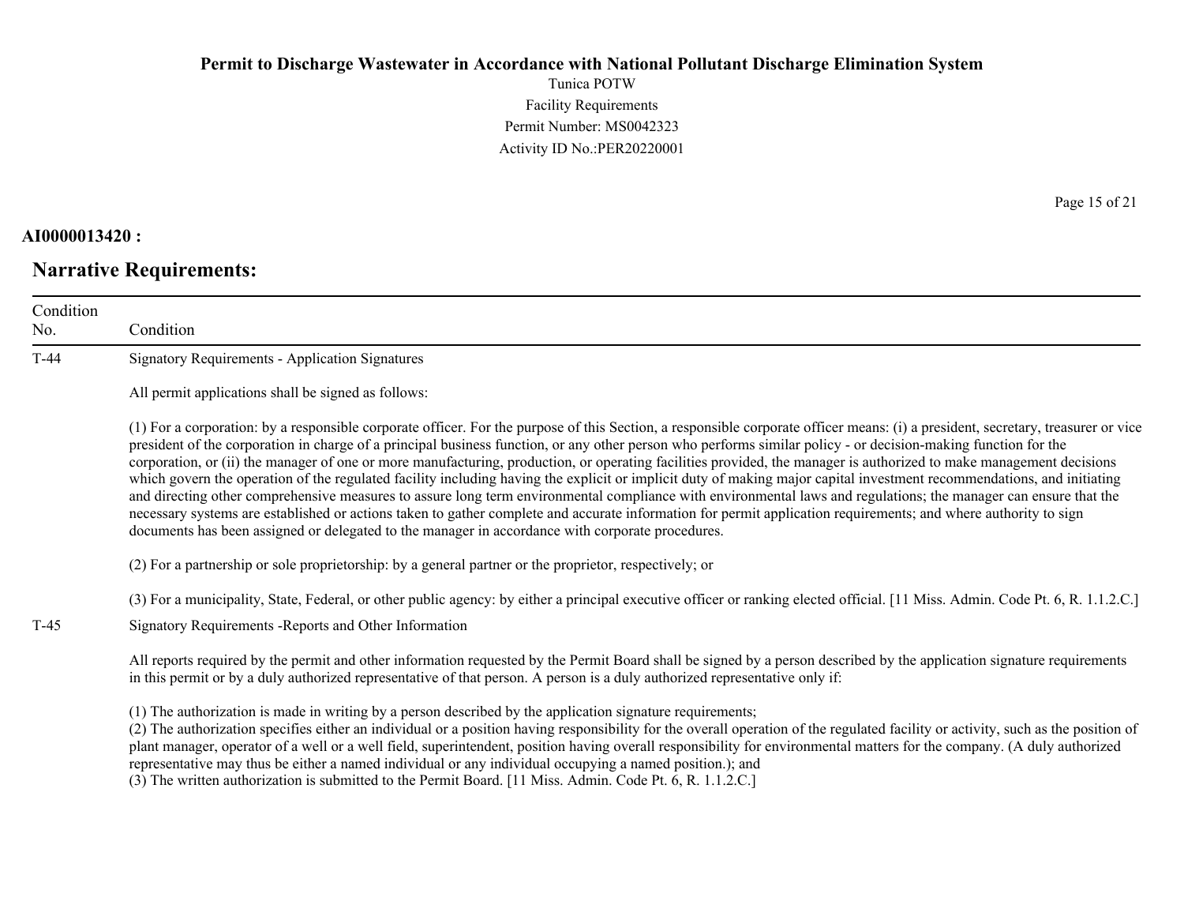**AI0000013420 :**

## Narrative Requirements:

| Condition No. | Condition |
|---|---|
| T-44 | Signatory Requirements - Application Signatures<br><br>All permit applications shall be signed as follows:<br><br>(1) For a corporation: by a responsible corporate officer. For the purpose of this Section, a responsible corporate officer means: (i) a president, secretary, treasurer or vice president of the corporation in charge of a principal business function, or any other person who performs similar policy - or decision-making function for the corporation, or (ii) the manager of one or more manufacturing, production, or operating facilities provided, the manager is authorized to make management decisions which govern the operation of the regulated facility including having the explicit or implicit duty of making major capital investment recommendations, and initiating and directing other comprehensive measures to assure long term environmental compliance with environmental laws and regulations; the manager can ensure that the necessary systems are established or actions taken to gather complete and accurate information for permit application requirements; and where authority to sign documents has been assigned or delegated to the manager in accordance with corporate procedures.<br><br>(2) For a partnership or sole proprietorship: by a general partner or the proprietor, respectively; or<br><br>(3) For a municipality, State, Federal, or other public agency: by either a principal executive officer or ranking elected official. [11 Miss. Admin. Code Pt. 6, R. 1.1.2.C.] |
| T-45 | Signatory Requirements -Reports and Other Information<br><br>All reports required by the permit and other information requested by the Permit Board shall be signed by a person described by the application signature requirements in this permit or by a duly authorized representative of that person. A person is a duly authorized representative only if:<br><br>(1) The authorization is made in writing by a person described by the application signature requirements;<br>(2) The authorization specifies either an individual or a position having responsibility for the overall operation of the regulated facility or activity, such as the position of plant manager, operator of a well or a well field, superintendent, position having overall responsibility for environmental matters for the company. (A duly authorized representative may thus be either a named individual or any individual occupying a named position.); and<br>(3) The written authorization is submitted to the Permit Board. [11 Miss. Admin. Code Pt. 6, R. 1.1.2.C.] |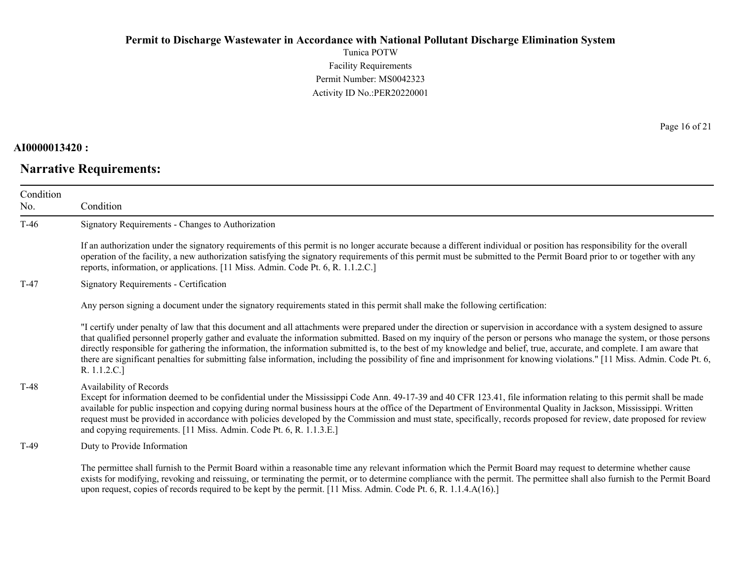**AI0000013420 :**

## Narrative Requirements:

| Condition No. | Condition |
|---|---|
| T-46 | Signatory Requirements - Changes to Authorization<br><br>If an authorization under the signatory requirements of this permit is no longer accurate because a different individual or position has responsibility for the overall operation of the facility, a new authorization satisfying the signatory requirements of this permit must be submitted to the Permit Board prior to or together with any reports, information, or applications. [11 Miss. Admin. Code Pt. 6, R. 1.1.2.C.] |
| T-47 | Signatory Requirements - Certification<br><br>Any person signing a document under the signatory requirements stated in this permit shall make the following certification:<br><br>"I certify under penalty of law that this document and all attachments were prepared under the direction or supervision in accordance with a system designed to assure that qualified personnel properly gather and evaluate the information submitted. Based on my inquiry of the person or persons who manage the system, or those persons directly responsible for gathering the information, the information submitted is, to the best of my knowledge and belief, true, accurate, and complete. I am aware that there are significant penalties for submitting false information, including the possibility of fine and imprisonment for knowing violations." [11 Miss. Admin. Code Pt. 6, R. 1.1.2.C.] |
| T-48 | Availability of Records<br>Except for information deemed to be confidential under the Mississippi Code Ann. 49-17-39 and 40 CFR 123.41, file information relating to this permit shall be made available for public inspection and copying during normal business hours at the office of the Department of Environmental Quality in Jackson, Mississippi. Written request must be provided in accordance with policies developed by the Commission and must state, specifically, records proposed for review, date proposed for review and copying requirements. [11 Miss. Admin. Code Pt. 6, R. 1.1.3.E.] |
| T-49 | Duty to Provide Information<br><br>The permittee shall furnish to the Permit Board within a reasonable time any relevant information which the Permit Board may request to determine whether cause exists for modifying, revoking and reissuing, or terminating the permit, or to determine compliance with the permit. The permittee shall also furnish to the Permit Board upon request, copies of records required to be kept by the permit. [11 Miss. Admin. Code Pt. 6, R. 1.1.4.A(16).] |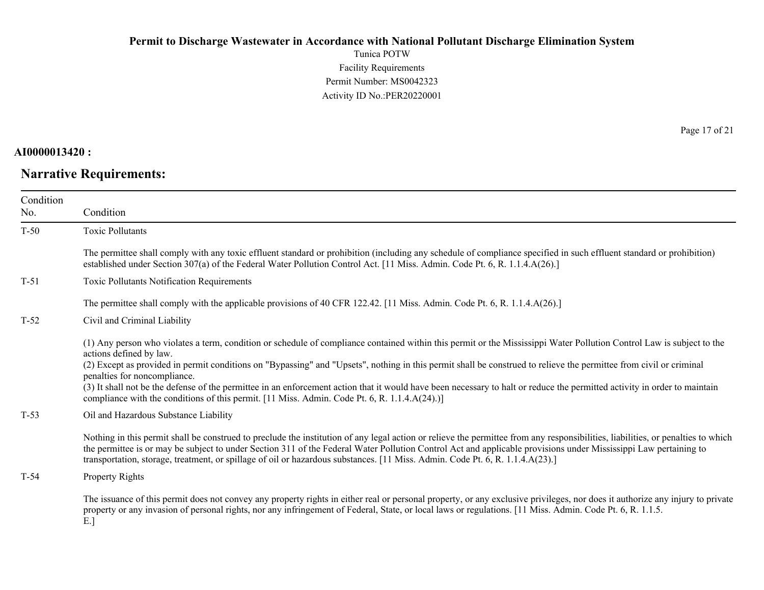**AI0000013420 :**

## Narrative Requirements:

| Condition No. | Condition |
|---|---|
| T-50 | Toxic Pollutants<br><br>The permittee shall comply with any toxic effluent standard or prohibition (including any schedule of compliance specified in such effluent standard or prohibition) established under Section 307(a) of the Federal Water Pollution Control Act. [11 Miss. Admin. Code Pt. 6, R. 1.1.4.A(26).] |
| T-51 | Toxic Pollutants Notification Requirements<br><br>The permittee shall comply with the applicable provisions of 40 CFR 122.42. [11 Miss. Admin. Code Pt. 6, R. 1.1.4.A(26).] |
| T-52 | Civil and Criminal Liability<br><br>(1) Any person who violates a term, condition or schedule of compliance contained within this permit or the Mississippi Water Pollution Control Law is subject to the actions defined by law.<br>(2) Except as provided in permit conditions on "Bypassing" and "Upsets", nothing in this permit shall be construed to relieve the permittee from civil or criminal penalties for noncompliance.<br>(3) It shall not be the defense of the permittee in an enforcement action that it would have been necessary to halt or reduce the permitted activity in order to maintain compliance with the conditions of this permit. [11 Miss. Admin. Code Pt. 6, R. 1.1.4.A(24).)] |
| T-53 | Oil and Hazardous Substance Liability<br><br>Nothing in this permit shall be construed to preclude the institution of any legal action or relieve the permittee from any responsibilities, liabilities, or penalties to which the permittee is or may be subject to under Section 311 of the Federal Water Pollution Control Act and applicable provisions under Mississippi Law pertaining to transportation, storage, treatment, or spillage of oil or hazardous substances. [11 Miss. Admin. Code Pt. 6, R. 1.1.4.A(23).] |
| T-54 | Property Rights<br><br>The issuance of this permit does not convey any property rights in either real or personal property, or any exclusive privileges, nor does it authorize any injury to private property or any invasion of personal rights, nor any infringement of Federal, State, or local laws or regulations. [11 Miss. Admin. Code Pt. 6, R. 1.1.5.<br>E.] |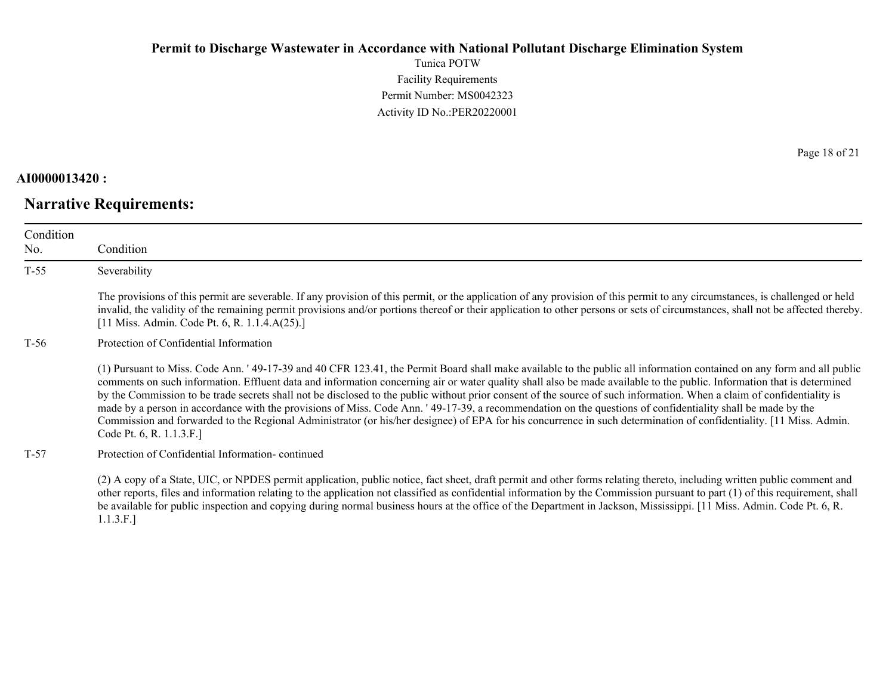**AI0000013420 :**

## Narrative Requirements:

| Condition No. | Condition |
|---|---|
| T-55 | Severability<br><br>The provisions of this permit are severable. If any provision of this permit, or the application of any provision of this permit to any circumstances, is challenged or held invalid, the validity of the remaining permit provisions and/or portions thereof or their application to other persons or sets of circumstances, shall not be affected thereby. [11 Miss. Admin. Code Pt. 6, R. 1.1.4.A(25).] |
| T-56 | Protection of Confidential Information<br><br>(1) Pursuant to Miss. Code Ann. ' 49-17-39 and 40 CFR 123.41, the Permit Board shall make available to the public all information contained on any form and all public comments on such information. Effluent data and information concerning air or water quality shall also be made available to the public. Information that is determined by the Commission to be trade secrets shall not be disclosed to the public without prior consent of the source of such information. When a claim of confidentiality is made by a person in accordance with the provisions of Miss. Code Ann. ' 49-17-39, a recommendation on the questions of confidentiality shall be made by the Commission and forwarded to the Regional Administrator (or his/her designee) of EPA for his concurrence in such determination of confidentiality. [11 Miss. Admin. Code Pt. 6, R. 1.1.3.F.] |
| T-57 | Protection of Confidential Information- continued<br><br>(2) A copy of a State, UIC, or NPDES permit application, public notice, fact sheet, draft permit and other forms relating thereto, including written public comment and other reports, files and information relating to the application not classified as confidential information by the Commission pursuant to part (1) of this requirement, shall be available for public inspection and copying during normal business hours at the office of the Department in Jackson, Mississippi. [11 Miss. Admin. Code Pt. 6, R. 1.1.3.F.] |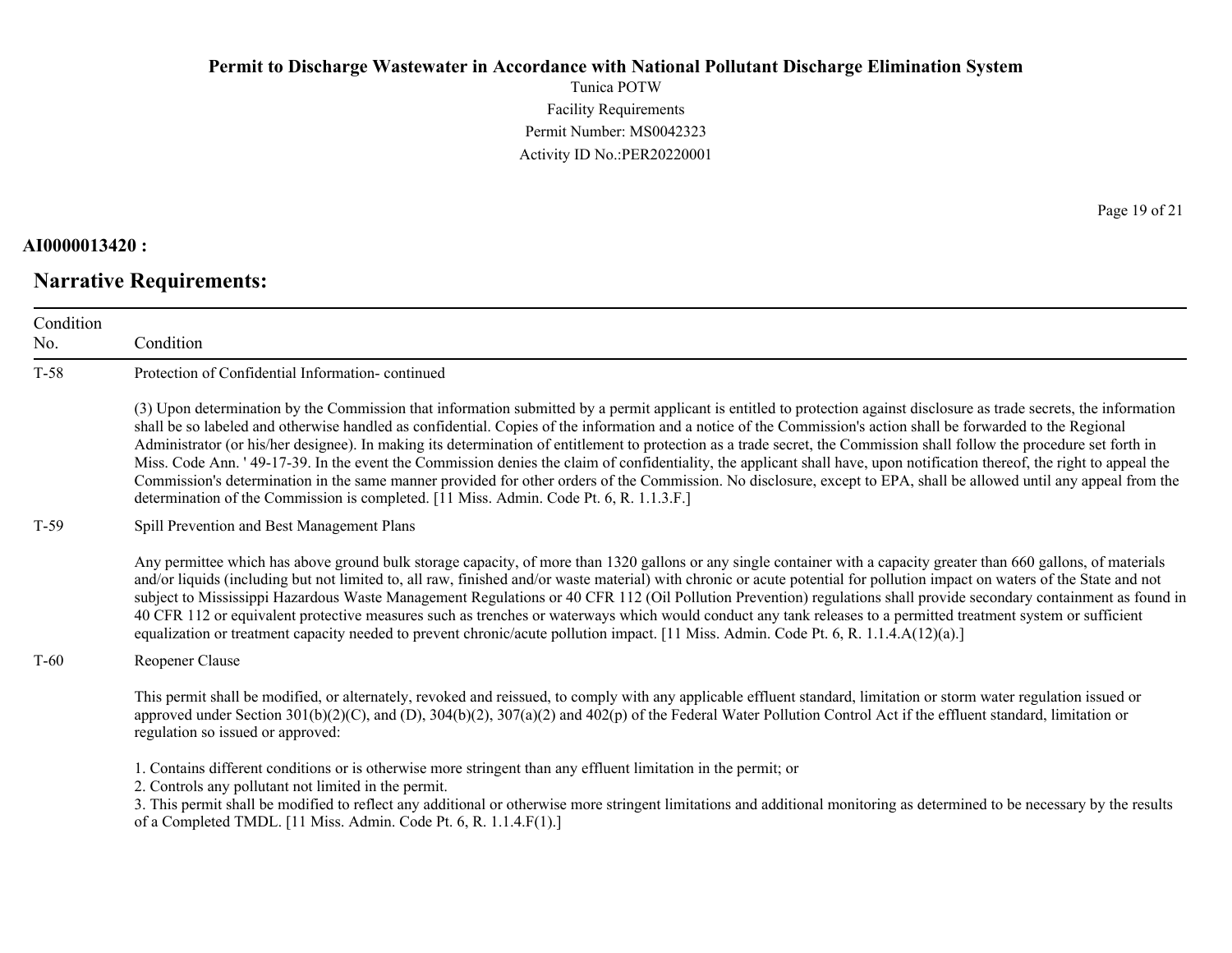**AI0000013420 :**

## Narrative Requirements:

| Condition No. | Condition |
|---|---|
| T-58 | Protection of Confidential Information- continued<br><br>(3) Upon determination by the Commission that information submitted by a permit applicant is entitled to protection against disclosure as trade secrets, the information shall be so labeled and otherwise handled as confidential. Copies of the information and a notice of the Commission's action shall be forwarded to the Regional Administrator (or his/her designee). In making its determination of entitlement to protection as a trade secret, the Commission shall follow the procedure set forth in Miss. Code Ann. ' 49-17-39. In the event the Commission denies the claim of confidentiality, the applicant shall have, upon notification thereof, the right to appeal the Commission's determination in the same manner provided for other orders of the Commission. No disclosure, except to EPA, shall be allowed until any appeal from the determination of the Commission is completed. [11 Miss. Admin. Code Pt. 6, R. 1.1.3.F.] |
| T-59 | Spill Prevention and Best Management Plans<br><br>Any permittee which has above ground bulk storage capacity, of more than 1320 gallons or any single container with a capacity greater than 660 gallons, of materials and/or liquids (including but not limited to, all raw, finished and/or waste material) with chronic or acute potential for pollution impact on waters of the State and not subject to Mississippi Hazardous Waste Management Regulations or 40 CFR 112 (Oil Pollution Prevention) regulations shall provide secondary containment as found in 40 CFR 112 or equivalent protective measures such as trenches or waterways which would conduct any tank releases to a permitted treatment system or sufficient equalization or treatment capacity needed to prevent chronic/acute pollution impact. [11 Miss. Admin. Code Pt. 6, R. 1.1.4.A(12)(a).] |
| T-60 | Reopener Clause<br><br>This permit shall be modified, or alternately, revoked and reissued, to comply with any applicable effluent standard, limitation or storm water regulation issued or approved under Section 301(b)(2)(C), and (D), 304(b)(2), 307(a)(2) and 402(p) of the Federal Water Pollution Control Act if the effluent standard, limitation or regulation so issued or approved:<br><br>1. Contains different conditions or is otherwise more stringent than any effluent limitation in the permit; or<br>2. Controls any pollutant not limited in the permit.<br>3. This permit shall be modified to reflect any additional or otherwise more stringent limitations and additional monitoring as determined to be necessary by the results of a Completed TMDL. [11 Miss. Admin. Code Pt. 6, R. 1.1.4.F(1).] |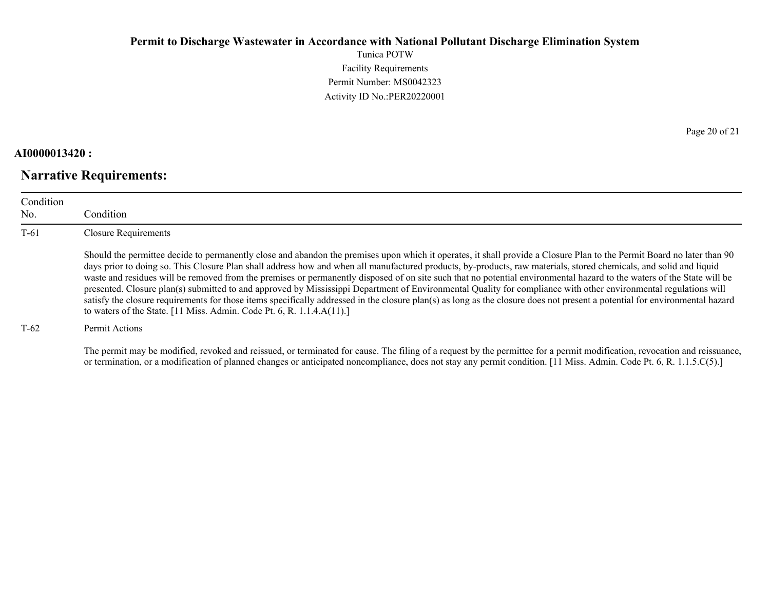**AI0000013420 :**

## Narrative Requirements:

| Condition No. | Condition |
|---|---|
| T-61 | Closure Requirements<br><br>Should the permittee decide to permanently close and abandon the premises upon which it operates, it shall provide a Closure Plan to the Permit Board no later than 90 days prior to doing so. This Closure Plan shall address how and when all manufactured products, by-products, raw materials, stored chemicals, and solid and liquid waste and residues will be removed from the premises or permanently disposed of on site such that no potential environmental hazard to the waters of the State will be presented. Closure plan(s) submitted to and approved by Mississippi Department of Environmental Quality for compliance with other environmental regulations will satisfy the closure requirements for those items specifically addressed in the closure plan(s) as long as the closure does not present a potential for environmental hazard to waters of the State. [11 Miss. Admin. Code Pt. 6, R. 1.1.4.A(11).] |
| T-62 | Permit Actions<br><br>The permit may be modified, revoked and reissued, or terminated for cause. The filing of a request by the permittee for a permit modification, revocation and reissuance, or termination, or a modification of planned changes or anticipated noncompliance, does not stay any permit condition. [11 Miss. Admin. Code Pt. 6, R. 1.1.5.C(5).] |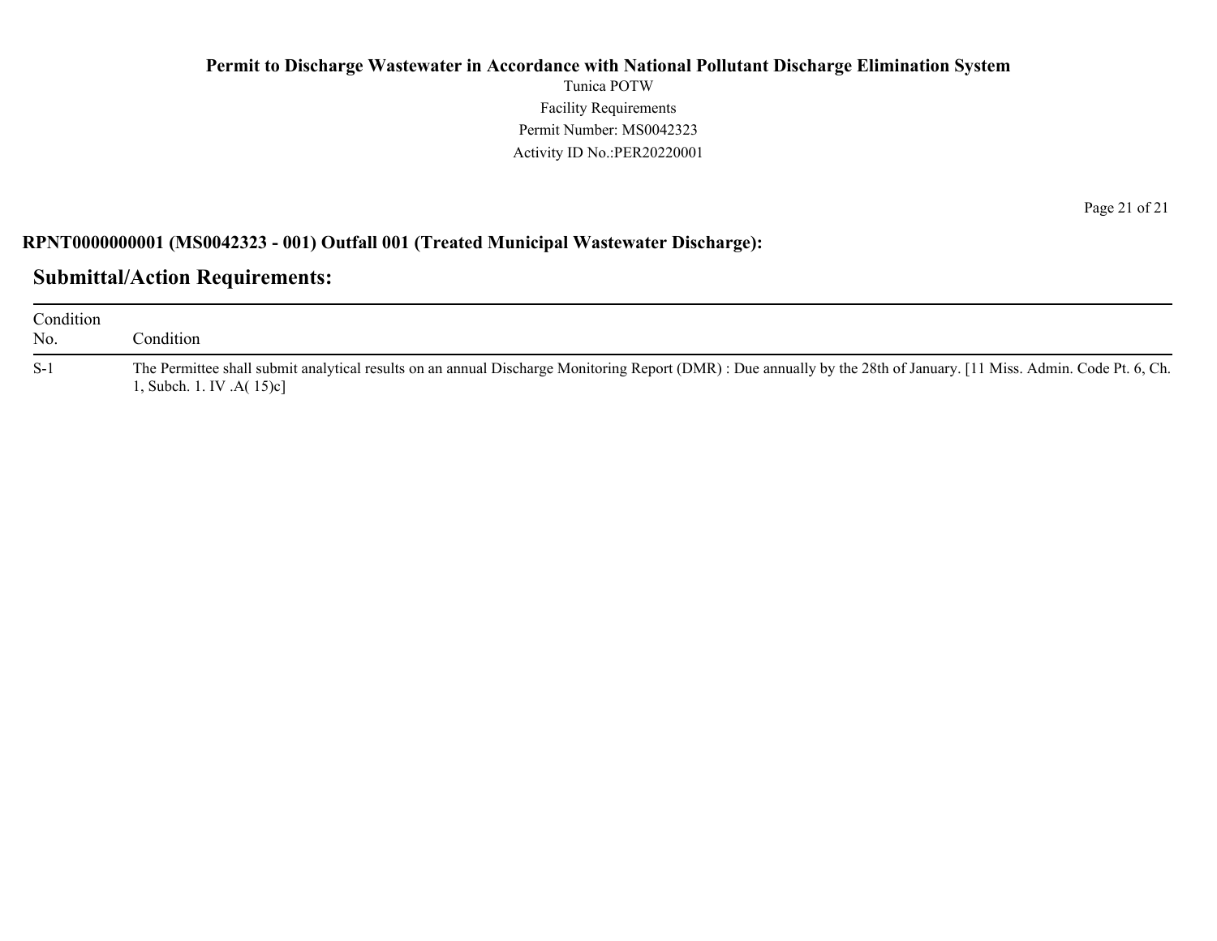**RPNT0000000001 (MS0042323 - 001) Outfall 001 (Treated Municipal Wastewater Discharge):**

## Submittal/Action Requirements:

| Condition No. | Condition |
|---|---|
| S-1 | The Permittee shall submit analytical results on an annual Discharge Monitoring Report (DMR) : Due annually by the 28th of January. [11 Miss. Admin. Code Pt. 6, Ch. 1, Subch. 1. IV .A( 15)c] |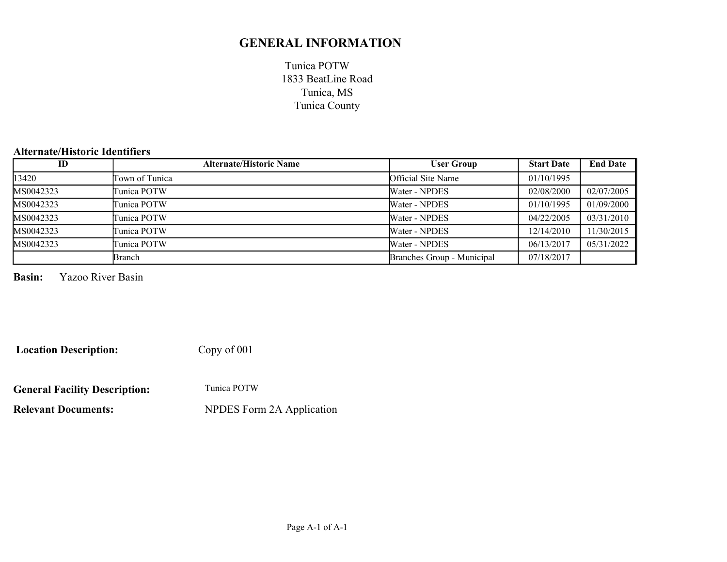# GENERAL INFORMATION

Tunica POTW
1833 BeatLine Road
Tunica, MS
Tunica County

**Alternate/Historic Identifiers**

| ID | Alternate/Historic Name | User Group | Start Date | End Date |
|---|---|---|---|---|
| 13420 | Town of Tunica | Official Site Name | 01/10/1995 | |
| MS0042323 | Tunica POTW | Water - NPDES | 02/08/2000 | 02/07/2005 |
| MS0042323 | Tunica POTW | Water - NPDES | 01/10/1995 | 01/09/2000 |
| MS0042323 | Tunica POTW | Water - NPDES | 04/22/2005 | 03/31/2010 |
| MS0042323 | Tunica POTW | Water - NPDES | 12/14/2010 | 11/30/2015 |
| MS0042323 | Tunica POTW | Water - NPDES | 06/13/2017 | 05/31/2022 |
| | Branch | Branches Group - Municipal | 07/18/2017 | |

**Basin:** Yazoo River Basin

**Location Description:** Copy of 001

**General Facility Description:** Tunica POTW

**Relevant Documents:** NPDES Form 2A Application